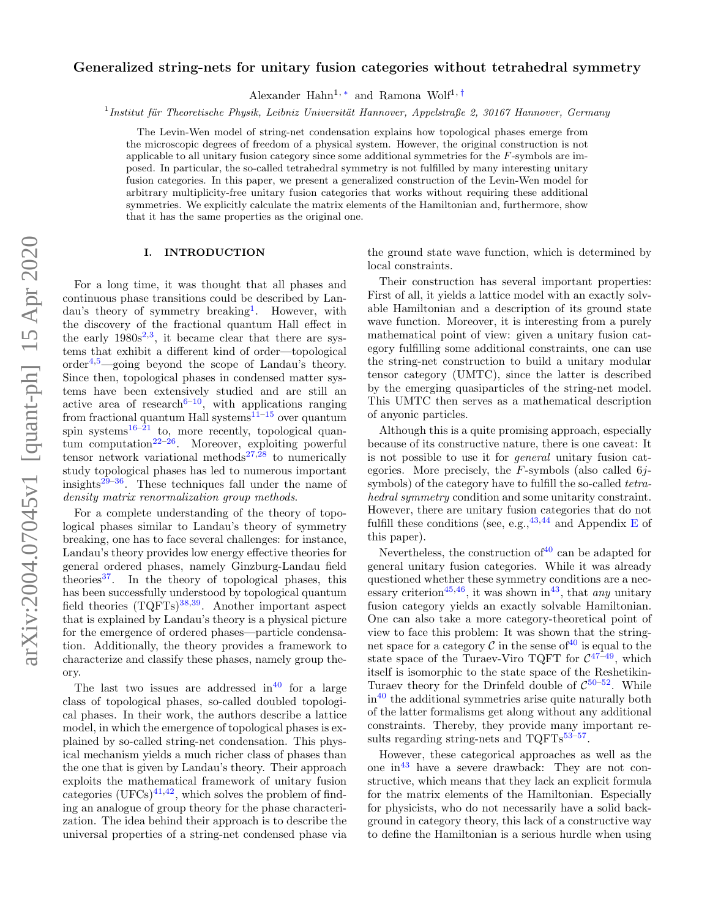# Generalized string-nets for unitary fusion categories without tetrahedral symmetry

Alexander Hahn[1, *] and Ramona Wolf[1, †]

[1] *Institut für Theoretische Physik, Leibniz Universität Hannover, Appelstraße 2, 30167 Hannover, Germany*

The Levin-Wen model of string-net condensation explains how topological phases emerge from the microscopic degrees of freedom of a physical system. However, the original construction is not applicable to all unitary fusion category since some additional symmetries for the $F$-symbols are imposed. In particular, the so-called tetrahedral symmetry is not fulfilled by many interesting unitary fusion categories. In this paper, we present a generalized construction of the Levin-Wen model for arbitrary multiplicity-free unitary fusion categories that works without requiring these additional symmetries. We explicitly calculate the matrix elements of the Hamiltonian and, furthermore, show that it has the same properties as the original one.

## I. INTRODUCTION

For a long time, it was thought that all phases and continuous phase transitions could be described by Landau's theory of symmetry breaking[1]. However, with the discovery of the fractional quantum Hall effect in the early 1980s[2,3], it became clear that there are systems that exhibit a different kind of order—topological order[4,5]—going beyond the scope of Landau's theory. Since then, topological phases in condensed matter systems have been extensively studied and are still an active area of research[6–10], with applications ranging from fractional quantum Hall systems[11–15] over quantum spin systems[16–21] to, more recently, topological quantum computation[22–26]. Moreover, exploiting powerful tensor network variational methods[27,28] to numerically study topological phases has led to numerous important insights[29–36]. These techniques fall under the name of *density matrix renormalization group methods*.

For a complete understanding of the theory of topological phases similar to Landau's theory of symmetry breaking, one has to face several challenges: for instance, Landau's theory provides low energy effective theories for general ordered phases, namely Ginzburg-Landau field theories[37]. In the theory of topological phases, this has been successfully understood by topological quantum field theories (TQFTs)[38,39]. Another important aspect that is explained by Landau's theory is a physical picture for the emergence of ordered phases—particle condensation. Additionally, the theory provides a framework to characterize and classify these phases, namely group theory.

The last two issues are addressed in[40] for a large class of topological phases, so-called doubled topological phases. In their work, the authors describe a lattice model, in which the emergence of topological phases is explained by so-called string-net condensation. This physical mechanism yields a much richer class of phases than the one that is given by Landau's theory. Their approach exploits the mathematical framework of unitary fusion categories (UFCs)[41,42], which solves the problem of finding an analogue of group theory for the phase characterization. The idea behind their approach is to describe the universal properties of a string-net condensed phase via the ground state wave function, which is determined by local constraints.

Their construction has several important properties: First of all, it yields a lattice model with an exactly solvable Hamiltonian and a description of its ground state wave function. Moreover, it is interesting from a purely mathematical point of view: given a unitary fusion category fulfilling some additional constraints, one can use the string-net construction to build a unitary modular tensor category (UMTC), since the latter is described by the emerging quasiparticles of the string-net model. This UMTC then serves as a mathematical description of anyonic particles.

Although this is a quite promising approach, especially because of its constructive nature, there is one caveat: It is not possible to use it for *general* unitary fusion categories. More precisely, the $F$-symbols (also called $6j$-symbols) of the category have to fulfill the so-called *tetrahedral symmetry* condition and some unitarity constraint. However, there are unitary fusion categories that do not fulfill these conditions (see, e.g.,[43,44] and Appendix E of this paper).

Nevertheless, the construction of[40] can be adapted for general unitary fusion categories. While it was already questioned whether these symmetry conditions are a necessary criterion[45,46], it was shown in[43], that *any* unitary fusion category yields an exactly solvable Hamiltonian. One can also take a more category-theoretical point of view to face this problem: It was shown that the string-net space for a category $\mathcal{C}$ in the sense of[40] is equal to the state space of the Turaev-Viro TQFT for $\mathcal{C}$[47–49], which itself is isomorphic to the state space of the Reshetikin-Turaev theory for the Drinfeld double of $\mathcal{C}$[50–52]. While in[40] the additional symmetries arise quite naturally both of the latter formalisms get along without any additional constraints. Thereby, they provide many important results regarding string-nets and TQFTs[53–57].

However, these categorical approaches as well as the one in[43] have a severe drawback: They are not constructive, which means that they lack an explicit formula for the matrix elements of the Hamiltonian. Especially for physicists, who do not necessarily have a solid background in category theory, this lack of a constructive way to define the Hamiltonian is a serious hurdle when using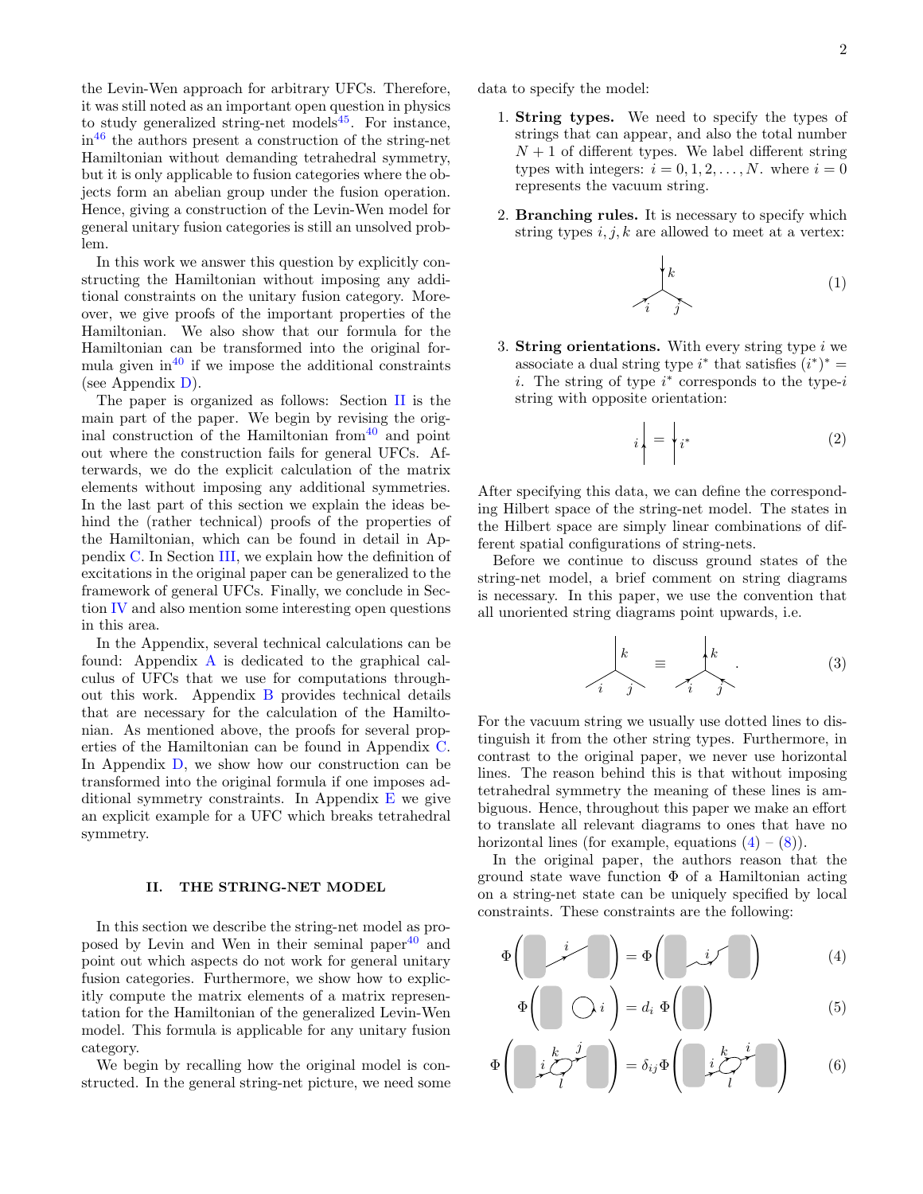the Levin-Wen approach for arbitrary UFCs. Therefore, it was still noted as an important open question in physics to study generalized string-net models[45]. For instance, in[46] the authors present a construction of the string-net Hamiltonian without demanding tetrahedral symmetry, but it is only applicable to fusion categories where the objects form an abelian group under the fusion operation. Hence, giving a construction of the Levin-Wen model for general unitary fusion categories is still an unsolved problem.

In this work we answer this question by explicitly constructing the Hamiltonian without imposing any additional constraints on the unitary fusion category. Moreover, we give proofs of the important properties of the Hamiltonian. We also show that our formula for the Hamiltonian can be transformed into the original formula given in[40] if we impose the additional constraints (see Appendix D).

The paper is organized as follows: Section II is the main part of the paper. We begin by revising the original construction of the Hamiltonian from[40] and point out where the construction fails for general UFCs. Afterwards, we do the explicit calculation of the matrix elements without imposing any additional symmetries. In the last part of this section we explain the ideas behind the (rather technical) proofs of the properties of the Hamiltonian, which can be found in detail in Appendix C. In Section III, we explain how the definition of excitations in the original paper can be generalized to the framework of general UFCs. Finally, we conclude in Section IV and also mention some interesting open questions in this area.

In the Appendix, several technical calculations can be found: Appendix A is dedicated to the graphical calculus of UFCs that we use for computations throughout this work. Appendix B provides technical details that are necessary for the calculation of the Hamiltonian. As mentioned above, the proofs for several properties of the Hamiltonian can be found in Appendix C. In Appendix D, we show how our construction can be transformed into the original formula if one imposes additional symmetry constraints. In Appendix E we give an explicit example for a UFC which breaks tetrahedral symmetry.

## II. THE STRING-NET MODEL

In this section we describe the string-net model as proposed by Levin and Wen in their seminal paper[40] and point out which aspects do not work for general unitary fusion categories. Furthermore, we show how to explicitly compute the matrix elements of a matrix representation for the Hamiltonian of the generalized Levin-Wen model. This formula is applicable for any unitary fusion category.

We begin by recalling how the original model is constructed. In the general string-net picture, we need some data to specify the model:

1. **String types.** We need to specify the types of strings that can appear, and also the total number $N+1$ of different types. We label different string types with integers: $i = 0, 1, 2, \ldots, N$. where $i = 0$ represents the vacuum string.

2. **Branching rules.** It is necessary to specify which string types $i, j, k$ are allowed to meet at a vertex:

$$\text{(vertex with strings } i, j \text{ incoming from below and } k \text{ above)} \tag{1}$$

3. **String orientations.** With every string type $i$ we associate a dual string type $i^*$ that satisfies $(i^*)^* = i$. The string of type $i^*$ corresponds to the type-$i$ string with opposite orientation:

$$i\uparrow \;=\; \downarrow i^* \tag{2}$$

After specifying this data, we can define the corresponding Hilbert space of the string-net model. The states in the Hilbert space are simply linear combinations of different spatial configurations of string-nets.

Before we continue to discuss ground states of the string-net model, a brief comment on string diagrams is necessary. In this paper, we use the convention that all unoriented string diagrams point upwards, i.e.

$$\text{(unoriented vertex } i, j, k) \;\equiv\; \text{(vertex } i, j, k \text{ with all strings oriented upwards)}\,. \tag{3}$$

For the vacuum string we usually use dotted lines to distinguish it from the other string types. Furthermore, in contrast to the original paper, we never use horizontal lines. The reason behind this is that without imposing tetrahedral symmetry the meaning of these lines is ambiguous. Hence, throughout this paper we make an effort to translate all relevant diagrams to ones that have no horizontal lines (for example, equations (4) – (8)).

In the original paper, the authors reason that the ground state wave function $\Phi$ of a Hamiltonian acting on a string-net state can be uniquely specified by local constraints. These constraints are the following:

$$\Phi\left(\text{straight string } i\right) = \Phi\left(\text{deformed string } i\right) \tag{4}$$

$$\Phi\left(\text{closed loop } i\right) = d_i\,\Phi\left(\;\right) \tag{5}$$

$$\Phi\left(\text{bubble } k, l \text{ between } i \text{ and } j\right) = \delta_{ij}\,\Phi\left(\text{bubble } k, l \text{ between } i \text{ and } i\right) \tag{6}$$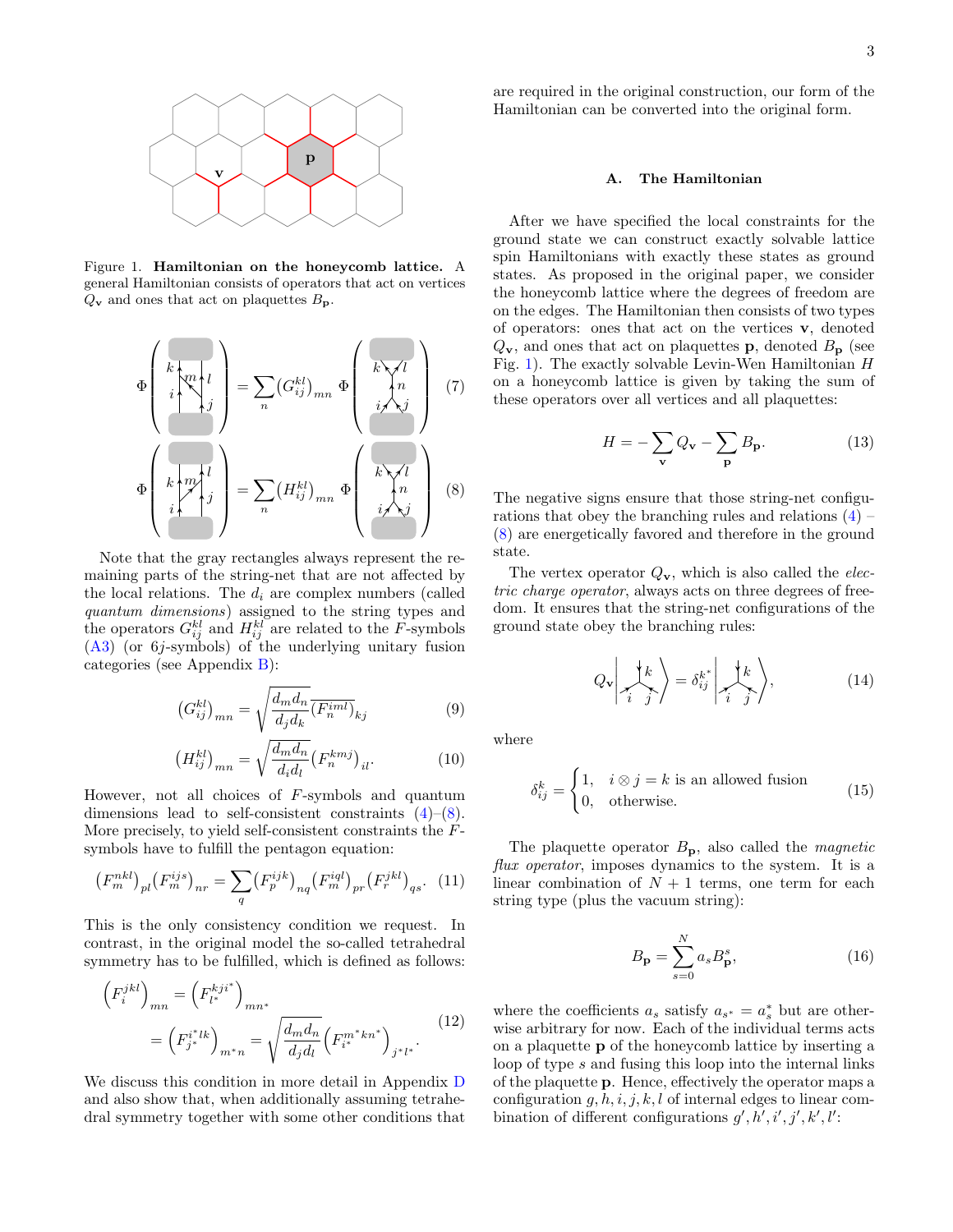Figure 1. **Hamiltonian on the honeycomb lattice.** A general Hamiltonian consists of operators that act on vertices $Q_{\mathbf{v}}$ and ones that act on plaquettes $B_{\mathbf{p}}$.

$$\Phi\left(\text{diagram with } k, m, l, i, j\right) = \sum_n \left(G^{kl}_{ij}\right)_{mn} \Phi\left(\text{diagram with } k, l, n, i, j\right) \tag{7}$$

$$\Phi\left(\text{diagram with } k, m, l, i, j\right) = \sum_n \left(H^{kl}_{ij}\right)_{mn} \Phi\left(\text{diagram with } k, l, n, i, j\right) \tag{8}$$

Note that the gray rectangles always represent the remaining parts of the string-net that are not affected by the local relations. The $d_i$ are complex numbers (called *quantum dimensions*) assigned to the string types and the operators $G^{kl}_{ij}$ and $H^{kl}_{ij}$ are related to the $F$-symbols (A3) (or $6j$-symbols) of the underlying unitary fusion categories (see Appendix B):

$$\left(G^{kl}_{ij}\right)_{mn} = \sqrt{\frac{d_m d_n}{d_j d_k}} \left(F^{iml}_{n}\right)_{kj} \tag{9}$$

$$\left(H^{kl}_{ij}\right)_{mn} = \sqrt{\frac{d_m d_n}{d_i d_l}} \left(F^{kmj}_{n}\right)_{il}. \tag{10}$$

However, not all choices of $F$-symbols and quantum dimensions lead to self-consistent constraints (4)–(8). More precisely, to yield self-consistent constraints the $F$-symbols have to fulfill the pentagon equation:

$$\left(F^{nkl}_{m}\right)_{pl}\left(F^{ijs}_{m}\right)_{nr} = \sum_q \left(F^{ijk}_{p}\right)_{nq}\left(F^{iql}_{m}\right)_{pr}\left(F^{jkl}_{r}\right)_{qs}. \tag{11}$$

This is the only consistency condition we request. In contrast, in the original model the so-called tetrahedral symmetry has to be fulfilled, which is defined as follows:

$$\begin{aligned}\left(F^{jkl}_{i}\right)_{mn} &= \left(F^{kji^*}_{l^*}\right)_{mn^*} \\ &= \left(F^{i^*lk}_{j^*}\right)_{m^*n} = \sqrt{\frac{d_m d_n}{d_j d_l}}\left(F^{m^*kn^*}_{i^*}\right)_{j^*l^*}.\end{aligned} \tag{12}$$

We discuss this condition in more detail in Appendix D and also show that, when additionally assuming tetrahedral symmetry together with some other conditions that are required in the original construction, our form of the Hamiltonian can be converted into the original form.

### A. The Hamiltonian

After we have specified the local constraints for the ground state we can construct exactly solvable lattice spin Hamiltonians with exactly these states as ground states. As proposed in the original paper, we consider the honeycomb lattice where the degrees of freedom are on the edges. The Hamiltonian then consists of two types of operators: ones that act on the vertices $\mathbf{v}$, denoted $Q_{\mathbf{v}}$, and ones that act on plaquettes $\mathbf{p}$, denoted $B_{\mathbf{p}}$ (see Fig. 1). The exactly solvable Levin-Wen Hamiltonian $H$ on a honeycomb lattice is given by taking the sum of these operators over all vertices and all plaquettes:

$$H = -\sum_{\mathbf{v}} Q_{\mathbf{v}} - \sum_{\mathbf{p}} B_{\mathbf{p}}. \tag{13}$$

The negative signs ensure that those string-net configurations that obey the branching rules and relations (4) – (8) are energetically favored and therefore in the ground state.

The vertex operator $Q_{\mathbf{v}}$, which is also called the *electric charge operator*, always acts on three degrees of freedom. It ensures that the string-net configurations of the ground state obey the branching rules:

$$Q_{\mathbf{v}}\left|\text{vertex } i, j, k\right\rangle = \delta^{k^*}_{ij}\left|\text{vertex } i, j, k\right\rangle, \tag{14}$$

where

$$\delta^{k}_{ij} = \begin{cases} 1, & i \otimes j = k \text{ is an allowed fusion} \\ 0, & \text{otherwise.} \end{cases} \tag{15}$$

The plaquette operator $B_{\mathbf{p}}$, also called the *magnetic flux operator*, imposes dynamics to the system. It is a linear combination of $N+1$ terms, one term for each string type (plus the vacuum string):

$$B_{\mathbf{p}} = \sum_{s=0}^{N} a_s B^s_{\mathbf{p}}, \tag{16}$$

where the coefficients $a_s$ satisfy $a_{s^*} = a^*_s$ but are otherwise arbitrary for now. Each of the individual terms acts on a plaquette $\mathbf{p}$ of the honeycomb lattice by inserting a loop of type $s$ and fusing this loop into the internal links of the plaquette $\mathbf{p}$. Hence, effectively the operator maps a configuration $g, h, i, j, k, l$ of internal edges to linear combination of different configurations $g', h', i', j', k', l'$: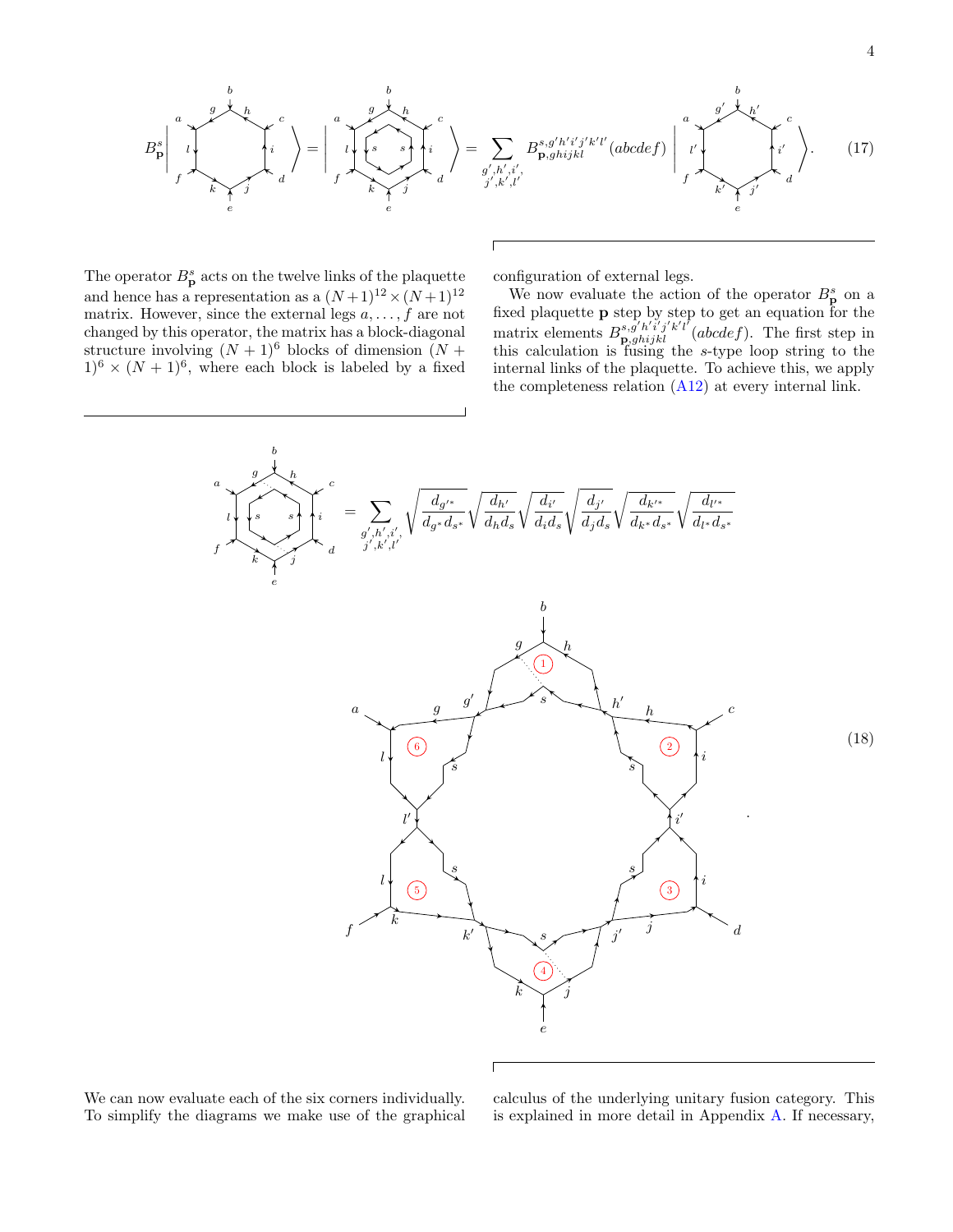$$B^s_{\mathbf{p}} \left| \text{(plaquette with } a,b,c,d,e,f;\ g,h,i,j,k,l) \right\rangle = \left| \text{(plaquette with inner } s \text{ loop)} \right\rangle = \sum_{\substack{g',h',i',\\ j',k',l'}} B^{s,g'h'i'j'k'l'}_{\mathbf{p},ghijkl}(abcdef) \left| \text{(plaquette with } a,b,c,d,e,f;\ g',h',i',j',k',l') \right\rangle . \tag{17}$$

The operator $B^s_{\mathbf{p}}$ acts on the twelve links of the plaquette and hence has a representation as a $(N+1)^{12} \times (N+1)^{12}$ matrix. However, since the external legs $a, \ldots, f$ are not changed by this operator, the matrix has a block-diagonal structure involving $(N+1)^6$ blocks of dimension $(N+1)^6 \times (N+1)^6$, where each block is labeled by a fixed configuration of external legs.

We now evaluate the action of the operator $B^s_{\mathbf{p}}$ on a fixed plaquette $\mathbf{p}$ step by step to get an equation for the matrix elements $B^{s,g'h'i'j'k'l'}_{\mathbf{p},ghijkl}(abcdef)$. The first step in this calculation is fusing the $s$-type loop string to the internal links of the plaquette. To achieve this, we apply the completeness relation (A12) at every internal link.

$$\text{(plaquette with inner } s \text{ loop)} = \sum_{\substack{g',h',i',\\ j',k',l'}} \sqrt{\frac{d_{g'^*}}{d_{g^*}d_{s^*}}}\sqrt{\frac{d_{h'}}{d_h d_s}}\sqrt{\frac{d_{i'}}{d_i d_s}}\sqrt{\frac{d_{j'}}{d_j d_s}}\sqrt{\frac{d_{k'^*}}{d_{k^*}d_{s^*}}}\sqrt{\frac{d_{l'^*}}{d_{l^*}d_{s^*}}} \ \text{(diagram with six corners 1–6, external legs } a,\ldots,f\text{, links } g,g',h,h',i,i',j,j',k,k',l,l',s) . \tag{18}$$

We can now evaluate each of the six corners individually. To simplify the diagrams we make use of the graphical calculus of the underlying unitary fusion category. This is explained in more detail in Appendix A. If necessary,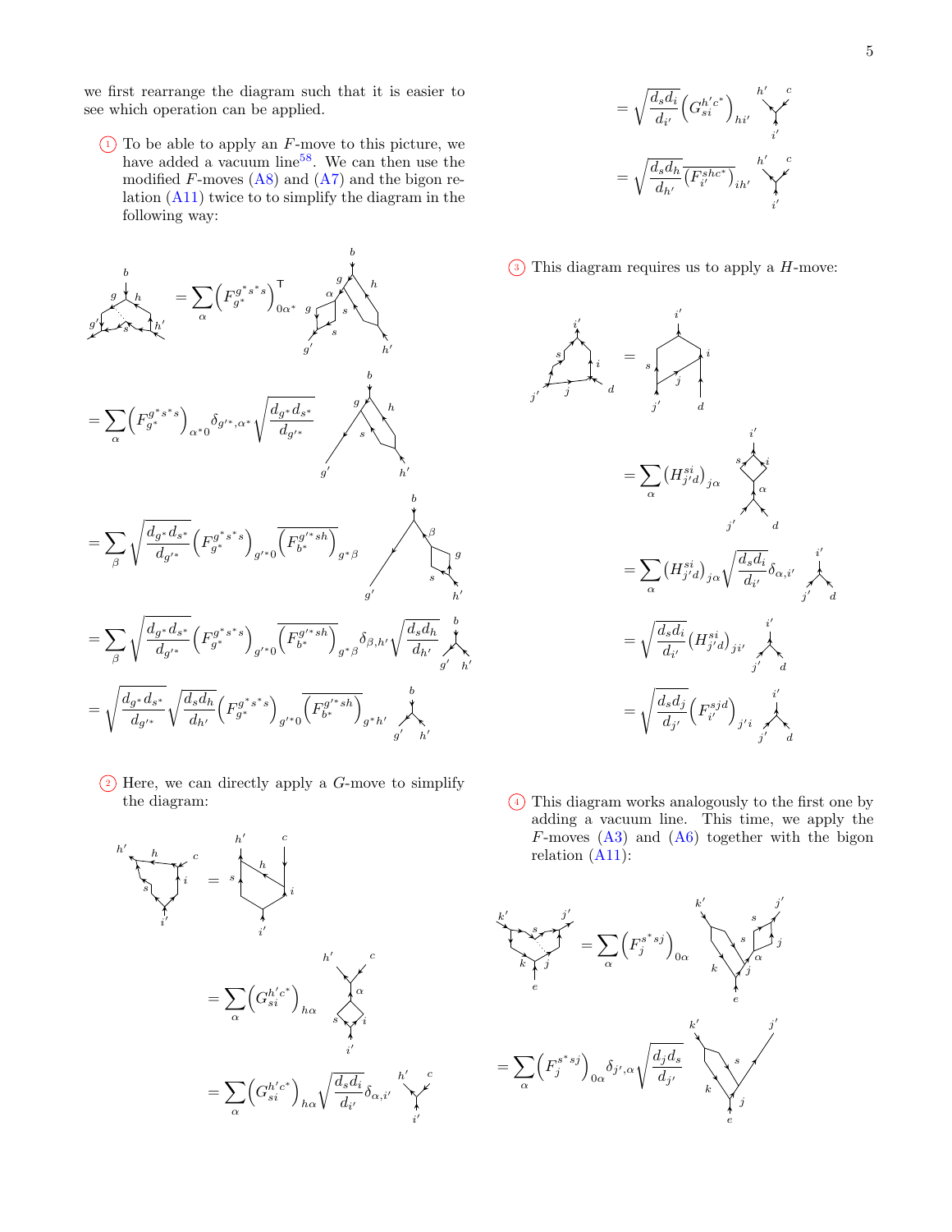we first rearrange the diagram such that it is easier to see which operation can be applied.

① To be able to apply an $F$-move to this picture, we have added a vacuum line[58]. We can then use the modified $F$-moves (A8) and (A7) and the bigon relation (A11) twice to to simplify the diagram in the following way:

$$= \sum_\alpha \left(F^{g^* s^* s}_{g^*}\right)^{\mathsf{T}}_{0\alpha^*}$$

$$= \sum_\alpha \left(F^{g^* s^* s}_{g^*}\right)_{\alpha^* 0} \delta_{g'^*,\alpha^*} \sqrt{\frac{d_{g^*} d_{s^*}}{d_{g'^*}}}$$

$$= \sum_\beta \sqrt{\frac{d_{g^*} d_{s^*}}{d_{g'^*}}} \left(F^{g^* s^* s}_{g^*}\right)_{g'^* 0} \overline{\left(F^{g'^* sh}_{b^*}\right)}_{g^* \beta}$$

$$= \sum_\beta \sqrt{\frac{d_{g^*} d_{s^*}}{d_{g'^*}}} \left(F^{g^* s^* s}_{g^*}\right)_{g'^* 0} \overline{\left(F^{g'^* sh}_{b^*}\right)}_{g^* \beta} \delta_{\beta, h'} \sqrt{\frac{d_s d_h}{d_{h'}}}$$

$$= \sqrt{\frac{d_{g^*} d_{s^*}}{d_{g'^*}}} \sqrt{\frac{d_s d_h}{d_{h'}}} \left(F^{g^* s^* s}_{g^*}\right)_{g'^* 0} \overline{\left(F^{g'^* sh}_{b^*}\right)}_{g^* h'}$$

② Here, we can directly apply a $G$-move to simplify the diagram:

$$= \sum_\alpha \left(G^{h' c^*}_{si}\right)_{h\alpha}$$

$$= \sum_\alpha \left(G^{h' c^*}_{si}\right)_{h\alpha} \sqrt{\frac{d_s d_i}{d_{i'}}} \delta_{\alpha, i'}$$

$$= \sqrt{\frac{d_s d_i}{d_{i'}}} \left(G^{h' c^*}_{si}\right)_{hi'}$$

$$= \sqrt{\frac{d_s d_h}{d_{h'}}} \overline{\left(F^{shc^*}_{i'}\right)}_{ih'}$$

③ This diagram requires us to apply a $H$-move:

$$= \sum_\alpha \left(H^{si}_{j'd}\right)_{j\alpha}$$

$$= \sum_\alpha \left(H^{si}_{j'd}\right)_{j\alpha} \sqrt{\frac{d_s d_i}{d_{i'}}} \delta_{\alpha, i'}$$

$$= \sqrt{\frac{d_s d_i}{d_{i'}}} \left(H^{si}_{j'd}\right)_{ji'}$$

$$= \sqrt{\frac{d_s d_j}{d_{j'}}} \left(F^{sjd}_{i'}\right)_{j'i}$$

④ This diagram works analogously to the first one by adding a vacuum line. This time, we apply the $F$-moves (A3) and (A6) together with the bigon relation (A11):

$$= \sum_\alpha \left(F^{s^* sj}_{j}\right)_{0\alpha}$$

$$= \sum_\alpha \left(F^{s^* sj}_{j}\right)_{0\alpha} \delta_{j', \alpha} \sqrt{\frac{d_j d_s}{d_{j'}}}$$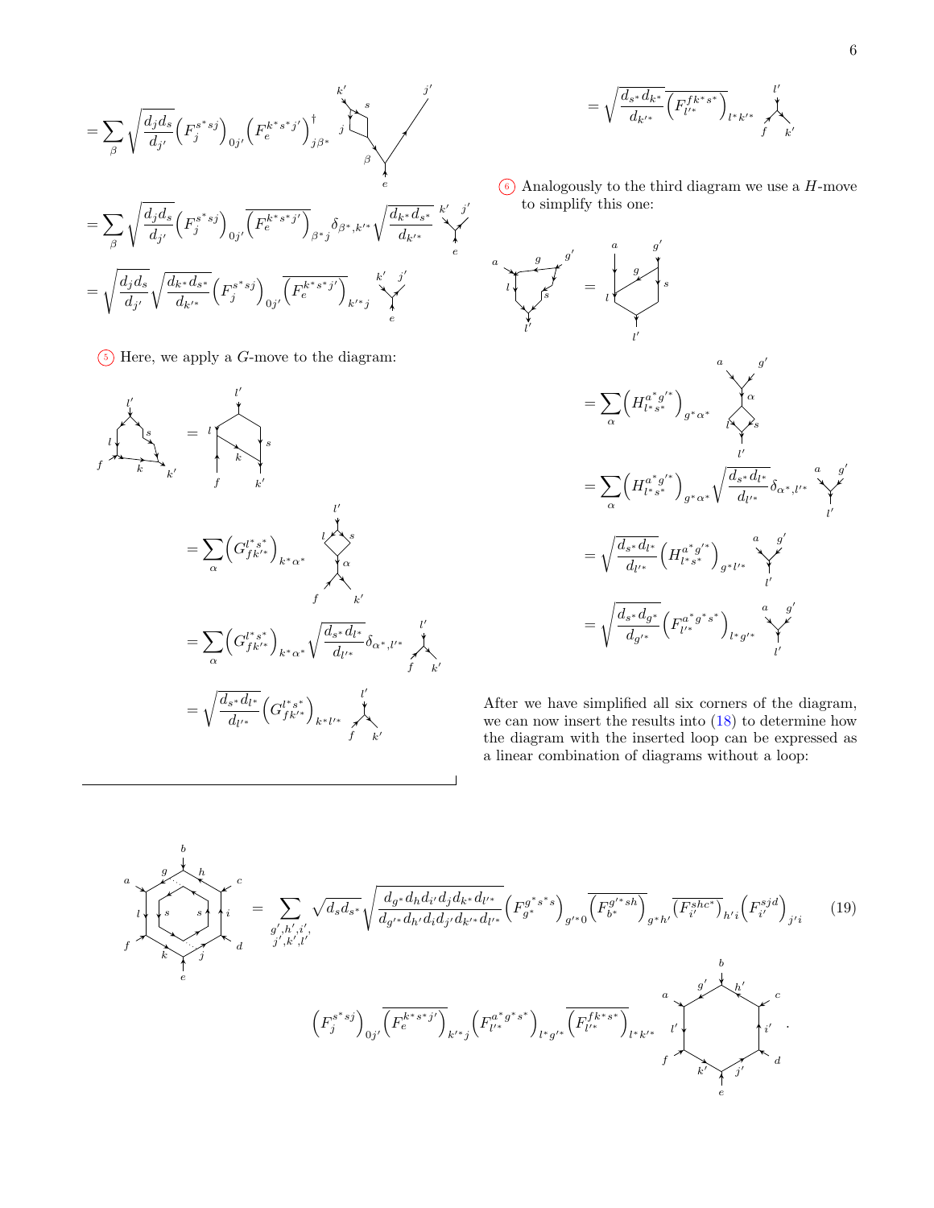$$= \sum_{\beta} \sqrt{\frac{d_j d_s}{d_{j'}}} \left(F_j^{s^* s j}\right)_{0 j'} \left(F_e^{k^* s^* j'}\right)^{\dagger}_{j \beta^*}$$

$$= \sum_{\beta} \sqrt{\frac{d_j d_s}{d_{j'}}} \left(F_j^{s^* s j}\right)_{0 j'} \overline{\left(F_e^{k^* s^* j'}\right)}_{\beta^* j} \delta_{\beta^*, k'^*} \sqrt{\frac{d_{k^*} d_{s^*}}{d_{k'^*}}}$$

$$= \sqrt{\frac{d_j d_s}{d_{j'}}} \sqrt{\frac{d_{k^*} d_{s^*}}{d_{k'^*}}} \left(F_j^{s^* s j}\right)_{0 j'} \overline{\left(F_e^{k^* s^* j'}\right)}_{k'^* j}$$

(5) Here, we apply a $G$-move to the diagram:

$$= \sum_{\alpha} \left(G_{f k'^*}^{l^* s^*}\right)_{k^* \alpha^*}$$

$$= \sum_{\alpha} \left(G_{f k'^*}^{l^* s^*}\right)_{k^* \alpha^*} \sqrt{\frac{d_{s^*} d_{l^*}}{d_{l'^*}}} \delta_{\alpha^*, l'^*}$$

$$= \sqrt{\frac{d_{s^*} d_{l^*}}{d_{l'^*}}} \left(G_{f k'^*}^{l^* s^*}\right)_{k^* l'^*}$$

$$= \sqrt{\frac{d_{s^*} d_{k^*}}{d_{k'^*}}} \overline{\left(F_{l'^*}^{f k^* s^*}\right)}_{l^* k'^*}$$

(6) Analogously to the third diagram we use a $H$-move to simplify this one:

$$= \sum_{\alpha} \left(H_{l^* s^*}^{a^* g'^*}\right)_{g^* \alpha^*}$$

$$= \sum_{\alpha} \left(H_{l^* s^*}^{a^* g'^*}\right)_{g^* \alpha^*} \sqrt{\frac{d_{s^*} d_{l^*}}{d_{l'^*}}} \delta_{\alpha^*, l'^*}$$

$$= \sqrt{\frac{d_{s^*} d_{l^*}}{d_{l'^*}}} \left(H_{l^* s^*}^{a^* g'^*}\right)_{g^* l'^*}$$

$$= \sqrt{\frac{d_{s^*} d_{g^*}}{d_{g'^*}}} \left(F_{l'^*}^{a^* g^* s^*}\right)_{l^* g'^*}$$

After we have simplified all six corners of the diagram, we can now insert the results into (18) to determine how the diagram with the inserted loop can be expressed as a linear combination of diagrams without a loop:

$$= \sum_{\substack{g', h', i',\\ j', k', l'}} \sqrt{d_s d_{s^*}} \sqrt{\frac{d_{g^*} d_h d_{i'} d_j d_{k^*} d_{l^*}}{d_{g'^*} d_{h'} d_i d_{j'} d_{k'^*} d_{l'^*}}} \left(F_{g^*}^{g^* s^* s}\right)_{g'^* 0} \overline{\left(F_{b^*}^{g'^* s h}\right)}_{g^* h'} \overline{\left(F_{i'}^{s h c^*}\right)}_{h' i} \left(F_{i'}^{s j d}\right)_{j' i} \tag{19}$$

$$\left(F_j^{s^* s j}\right)_{0 j'} \overline{\left(F_e^{k^* s^* j'}\right)}_{k'^* j} \left(F_{l'^*}^{a^* g^* s^*}\right)_{l^* g'^*} \overline{\left(F_{l'^*}^{f k^* s^*}\right)}_{l^* k'^*} \; .$$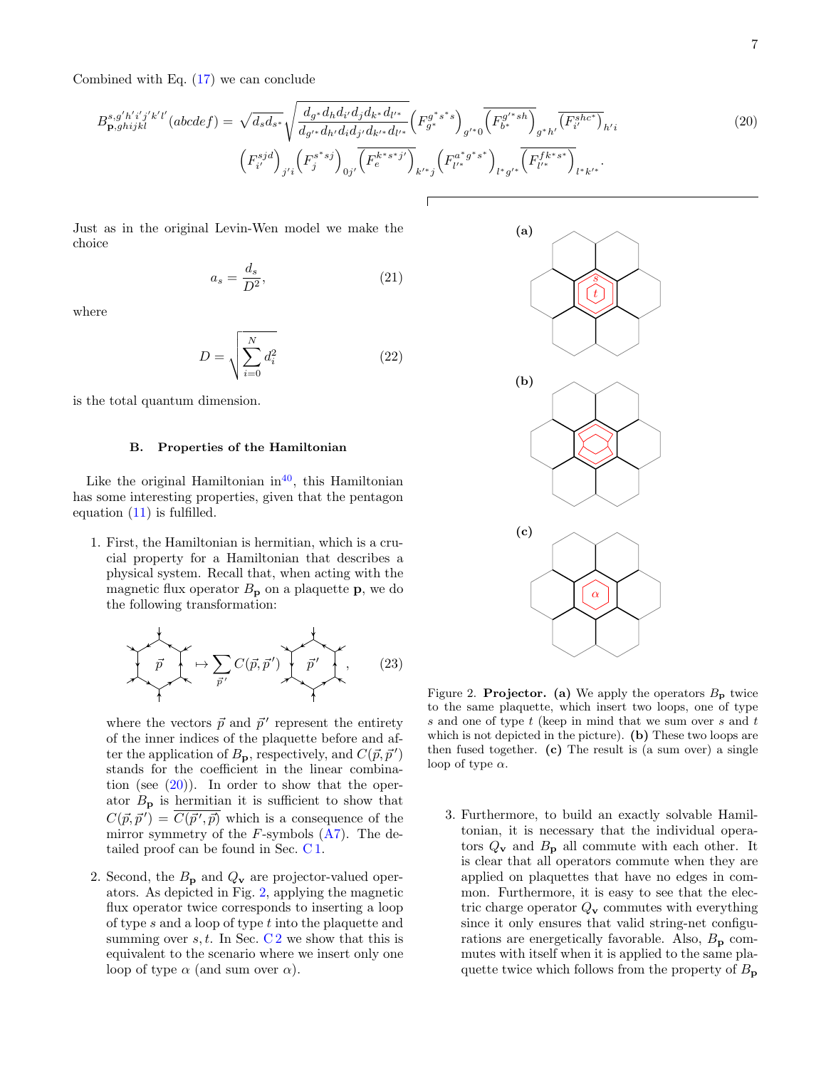Combined with Eq. (17) we can conclude

$$B_{\mathbf{p},ghijkl}^{s,g'h'i'j'k'l'}(abcdef) = \sqrt{d_s d_{s^*}} \sqrt{\frac{d_{g^*} d_h d_{i'} d_j d_{k^*} d_{l'^*}}{d_{g'^*} d_{h'} d_i d_{j'} d_{k'^*} d_{l^*}}} \left(F_{g^*}^{g^* s^* s}\right)_{g'^* 0} \overline{\left(F_{b^*}^{g'^* sh}\right)}_{g^* h'} \overline{\left(F_{i'}^{shc^*}\right)}_{h'i} \left(F_{i'}^{sjd}\right)_{j'i} \left(F_{j}^{s^* sj}\right)_{0j'} \overline{\left(F_{e}^{k^* s^* j'}\right)}_{k'^* j} \left(F_{l'^*}^{a^* g^* s^*}\right)_{l^* g'^*} \overline{\left(F_{l'^*}^{fk^* s^*}\right)}_{l^* k'^*}. \tag{20}$$

Just as in the original Levin-Wen model we make the choice

$$a_s = \frac{d_s}{D^2}, \tag{21}$$

where

$$D = \sqrt{\sum_{i=0}^{N} d_i^2} \tag{22}$$

is the total quantum dimension.

### B. Properties of the Hamiltonian

Like the original Hamiltonian in[40], this Hamiltonian has some interesting properties, given that the pentagon equation (11) is fulfilled.

1. First, the Hamiltonian is hermitian, which is a crucial property for a Hamiltonian that describes a physical system. Recall that, when acting with the magnetic flux operator $B_\mathbf{p}$ on a plaquette $\mathbf{p}$, we do the following transformation:

$$\vec{p} \mapsto \sum_{\vec{p}'} C(\vec{p}, \vec{p}') \; \vec{p}', \tag{23}$$

   where the vectors $\vec{p}$ and $\vec{p}'$ represent the entirety of the inner indices of the plaquette before and after the application of $B_\mathbf{p}$, respectively, and $C(\vec{p}, \vec{p}')$ stands for the coefficient in the linear combination (see (20)). In order to show that the operator $B_\mathbf{p}$ is hermitian it is sufficient to show that $C(\vec{p}, \vec{p}') = \overline{C(\vec{p}', \vec{p})}$ which is a consequence of the mirror symmetry of the $F$-symbols (A7). The detailed proof can be found in Sec. C 1.

2. Second, the $B_\mathbf{p}$ and $Q_\mathbf{v}$ are projector-valued operators. As depicted in Fig. 2, applying the magnetic flux operator twice corresponds to inserting a loop of type $s$ and a loop of type $t$ into the plaquette and summing over $s, t$. In Sec. C 2 we show that this is equivalent to the scenario where we insert only one loop of type $\alpha$ (and sum over $\alpha$).

Figure 2. **Projector.** **(a)** We apply the operators $B_\mathbf{p}$ twice to the same plaquette, which insert two loops, one of type $s$ and one of type $t$ (keep in mind that we sum over $s$ and $t$ which is not depicted in the picture). **(b)** These two loops are then fused together. **(c)** The result is (a sum over) a single loop of type $\alpha$.

3. Furthermore, to build an exactly solvable Hamiltonian, it is necessary that the individual operators $Q_\mathbf{v}$ and $B_\mathbf{p}$ all commute with each other. It is clear that all operators commute when they are applied on plaquettes that have no edges in common. Furthermore, it is easy to see that the electric charge operator $Q_\mathbf{v}$ commutes with everything since it only ensures that valid string-net configurations are energetically favorable. Also, $B_\mathbf{p}$ commutes with itself when it is applied to the same plaquette twice which follows from the property of $B_\mathbf{p}$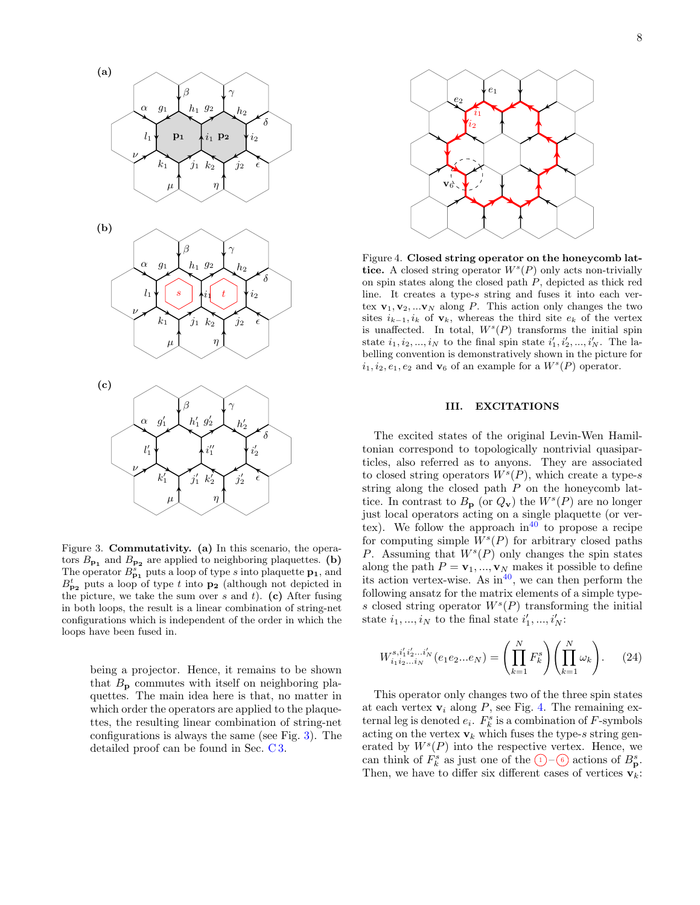Figure 3. **Commutativity.** **(a)** In this scenario, the operators $B_{\mathbf{p_1}}$ and $B_{\mathbf{p_2}}$ are applied to neighboring plaquettes. **(b)** The operator $B^s_{\mathbf{p_1}}$ puts a loop of type $s$ into plaquette $\mathbf{p_1}$, and $B^t_{\mathbf{p_2}}$ puts a loop of type $t$ into $\mathbf{p_2}$ (although not depicted in the picture, we take the sum over $s$ and $t$). **(c)** After fusing in both loops, the result is a linear combination of string-net configurations which is independent of the order in which the loops have been fused in.

being a projector. Hence, it remains to be shown that $B_\mathbf{p}$ commutes with itself on neighboring plaquettes. The main idea here is that, no matter in which order the operators are applied to the plaquettes, the resulting linear combination of string-net configurations is always the same (see Fig. 3). The detailed proof can be found in Sec. C 3.

Figure 4. **Closed string operator on the honeycomb lattice.** A closed string operator $W^s(P)$ only acts non-trivially on spin states along the closed path $P$, depicted as thick red line. It creates a type-$s$ string and fuses it into each vertex $\mathbf{v}_1, \mathbf{v}_2, ...\mathbf{v}_N$ along $P$. This action only changes the two sites $i_{k-1}, i_k$ of $\mathbf{v}_k$, whereas the third site $e_k$ of the vertex is unaffected. In total, $W^s(P)$ transforms the initial spin state $i_1, i_2, ..., i_N$ to the final spin state $i'_1, i'_2, ..., i'_N$. The labelling convention is demonstratively shown in the picture for $i_1, i_2, e_1, e_2$ and $\mathbf{v}_6$ of an example for a $W^s(P)$ operator.

## III. EXCITATIONS

The excited states of the original Levin-Wen Hamiltonian correspond to topologically nontrivial quasiparticles, also referred as to anyons. They are associated to closed string operators $W^s(P)$, which create a type-$s$ string along the closed path $P$ on the honeycomb lattice. In contrast to $B_\mathbf{p}$ (or $Q_\mathbf{v}$) the $W^s(P)$ are no longer just local operators acting on a single plaquette (or vertex). We follow the approach in[40] to propose a recipe for computing simple $W^s(P)$ for arbitrary closed paths $P$. Assuming that $W^s(P)$ only changes the spin states along the path $P = \mathbf{v}_1, ..., \mathbf{v}_N$ makes it possible to define its action vertex-wise. As in[40], we can then perform the following ansatz for the matrix elements of a simple type-$s$ closed string operator $W^s(P)$ transforming the initial state $i_1, ..., i_N$ to the final state $i'_1, ..., i'_N$:

$$W^{s, i'_1 i'_2 ... i'_N}_{i_1 i_2 ... i_N}(e_1 e_2 ... e_N) = \left(\prod_{k=1}^{N} F^s_k\right)\left(\prod_{k=1}^{N} \omega_k\right). \quad (24)$$

This operator only changes two of the three spin states at each vertex $\mathbf{v}_i$ along $P$, see Fig. 4. The remaining external leg is denoted $e_i$. $F^s_k$ is a combination of $F$-symbols acting on the vertex $\mathbf{v}_k$ which fuses the type-$s$ string generated by $W^s(P)$ into the respective vertex. Hence, we can think of $F^s_k$ as just one of the ①–⑥ actions of $B^s_\mathbf{p}$. Then, we have to differ six different cases of vertices $\mathbf{v}_k$: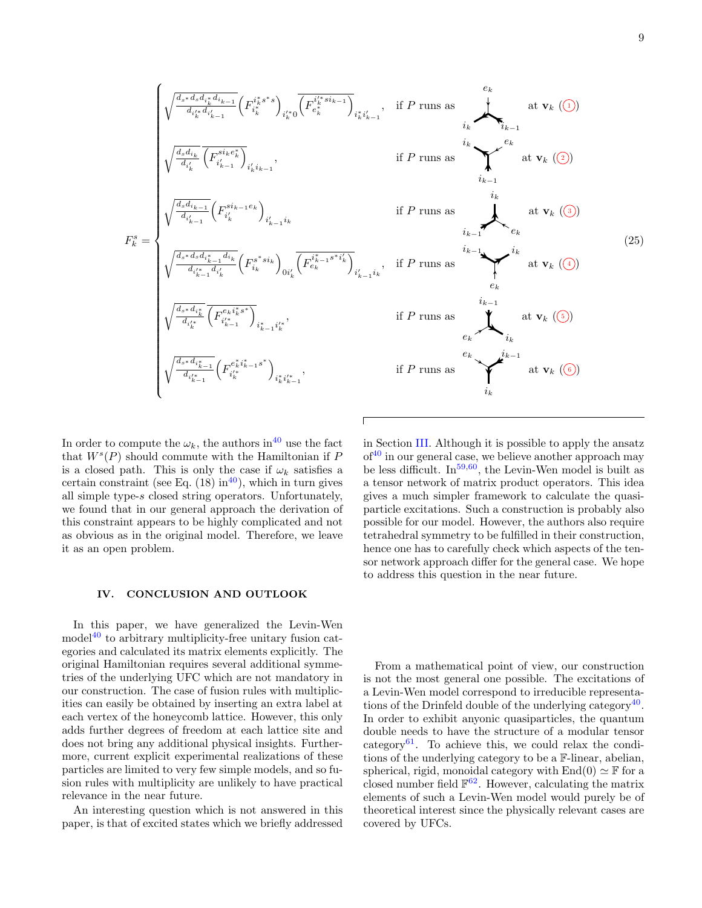$$
F_k^s = \begin{cases}
\sqrt{\frac{d_{s^*} d_s d_{i_k^*} d_{i_{k-1}}}{d_{i_k'^*} d_{i_{k-1}'}}} \left(F^{i_k^* s^* s}_{i_k^*}\right)_{i_k'^* 0} \overline{\left(F^{i_k'^* s i_{k-1}}_{e_k^*}\right)}_{i_k^* i_{k-1}'}, & \text{if } P \text{ runs as [diagram] at } \mathbf{v}_k \ (1) \\
\sqrt{\frac{d_s d_{i_k}}{d_{i_k'}}} \overline{\left(F^{s i_k e_k^*}_{i_{k-1}'}\right)}_{i_k' i_{k-1}}, & \text{if } P \text{ runs as [diagram] at } \mathbf{v}_k \ (2) \\
\sqrt{\frac{d_s d_{i_{k-1}}}{d_{i_{k-1}'}}} \left(F^{s i_{k-1} e_k}_{i_k'}\right)_{i_{k-1}' i_k} & \text{if } P \text{ runs as [diagram] at } \mathbf{v}_k \ (3) \\
\sqrt{\frac{d_{s^*} d_s d_{i_{k-1}^*} d_{i_k}}{d_{i_{k-1}'^*} d_{i_k'}}} \left(F^{s^* s i_k}_{i_k}\right)_{0 i_k'} \overline{\left(F^{i_{k-1}^* s^* i_k'}_{e_k}\right)}_{i_{k-1}' i_k}, & \text{if } P \text{ runs as [diagram] at } \mathbf{v}_k \ (4) \\
\sqrt{\frac{d_{s^*} d_{i_k^*}}{d_{i_k'^*}}} \overline{\left(F^{e_k i_k^* s^*}_{i_{k-1}'^*}\right)}_{i_{k-1}^* i_k'^*}, & \text{if } P \text{ runs as [diagram] at } \mathbf{v}_k \ (5) \\
\sqrt{\frac{d_{s^*} d_{i_{k-1}^*}}{d_{i_{k-1}'^*}}} \left(F^{e_k^* i_{k-1}^* s^*}_{i_k'^*}\right)_{i_k^* i_{k-1}'^*}, & \text{if } P \text{ runs as [diagram] at } \mathbf{v}_k \ (6)
\end{cases} \tag{25}
$$

In order to compute the $\omega_k$, the authors in[40] use the fact that $W^s(P)$ should commute with the Hamiltonian if $P$ is a closed path. This is only the case if $\omega_k$ satisfies a certain constraint (see Eq. (18) in[40]), which in turn gives all simple type-$s$ closed string operators. Unfortunately, we found that in our general approach the derivation of this constraint appears to be highly complicated and not as obvious as in the original model. Therefore, we leave it as an open problem.

## IV. CONCLUSION AND OUTLOOK

In this paper, we have generalized the Levin-Wen model[40] to arbitrary multiplicity-free unitary fusion categories and calculated its matrix elements explicitly. The original Hamiltonian requires several additional symmetries of the underlying UFC which are not mandatory in our construction. The case of fusion rules with multiplicities can easily be obtained by inserting an extra label at each vertex of the honeycomb lattice. However, this only adds further degrees of freedom at each lattice site and does not bring any additional physical insights. Furthermore, current explicit experimental realizations of these particles are limited to very few simple models, and so fusion rules with multiplicity are unlikely to have practical relevance in the near future.

An interesting question which is not answered in this paper, is that of excited states which we briefly addressed in Section III. Although it is possible to apply the ansatz of[40] in our general case, we believe another approach may be less difficult. In[59,60], the Levin-Wen model is built as a tensor network of matrix product operators. This idea gives a much simpler framework to calculate the quasiparticle excitations. Such a construction is probably also possible for our model. However, the authors also require tetrahedral symmetry to be fulfilled in their construction, hence one has to carefully check which aspects of the tensor network approach differ for the general case. We hope to address this question in the near future.

From a mathematical point of view, our construction is not the most general one possible. The excitations of a Levin-Wen model correspond to irreducible representations of the Drinfeld double of the underlying category[40]. In order to exhibit anyonic quasiparticles, the quantum double needs to have the structure of a modular tensor category[61]. To achieve this, we could relax the conditions of the underlying category to be a $\mathbb{F}$-linear, abelian, spherical, rigid, monoidal category with $\mathrm{End}(0) \simeq \mathbb{F}$ for a closed number field $\mathbb{F}$[62]. However, calculating the matrix elements of such a Levin-Wen model would purely be of theoretical interest since the physically relevant cases are covered by UFCs.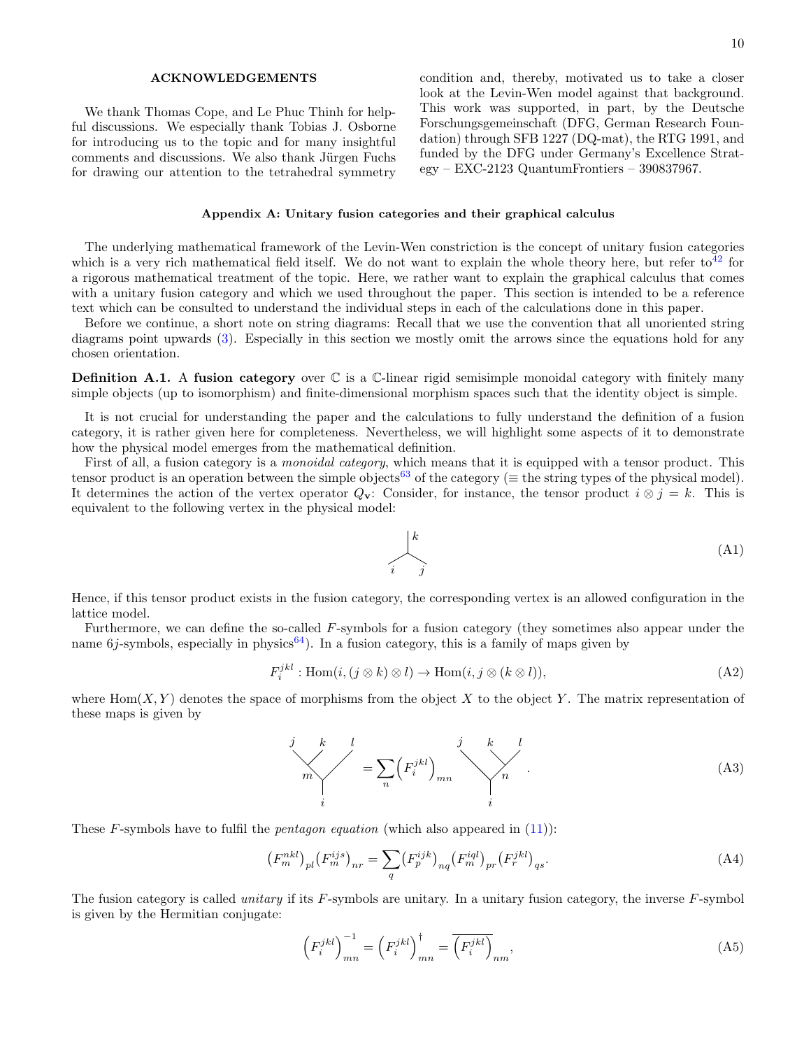## ACKNOWLEDGEMENTS

We thank Thomas Cope, and Le Phuc Thinh for helpful discussions. We especially thank Tobias J. Osborne for introducing us to the topic and for many insightful comments and discussions. We also thank Jürgen Fuchs for drawing our attention to the tetrahedral symmetry condition and, thereby, motivated us to take a closer look at the Levin-Wen model against that background. This work was supported, in part, by the Deutsche Forschungsgemeinschaft (DFG, German Research Foundation) through SFB 1227 (DQ-mat), the RTG 1991, and funded by the DFG under Germany's Excellence Strategy – EXC-2123 QuantumFrontiers – 390837967.

## Appendix A: Unitary fusion categories and their graphical calculus

The underlying mathematical framework of the Levin-Wen constriction is the concept of unitary fusion categories which is a very rich mathematical field itself. We do not want to explain the whole theory here, but refer to[42] for a rigorous mathematical treatment of the topic. Here, we rather want to explain the graphical calculus that comes with a unitary fusion category and which we used throughout the paper. This section is intended to be a reference text which can be consulted to understand the individual steps in each of the calculations done in this paper.

Before we continue, a short note on string diagrams: Recall that we use the convention that all unoriented string diagrams point upwards (3). Especially in this section we mostly omit the arrows since the equations hold for any chosen orientation.

**Definition A.1.** A **fusion category** over $\mathbb{C}$ is a $\mathbb{C}$-linear rigid semisimple monoidal category with finitely many simple objects (up to isomorphism) and finite-dimensional morphism spaces such that the identity object is simple.

It is not crucial for understanding the paper and the calculations to fully understand the definition of a fusion category, it is rather given here for completeness. Nevertheless, we will highlight some aspects of it to demonstrate how the physical model emerges from the mathematical definition.

First of all, a fusion category is a *monoidal category*, which means that it is equipped with a tensor product. This tensor product is an operation between the simple objects[63] of the category ($\equiv$ the string types of the physical model). It determines the action of the vertex operator $Q_{\mathbf{v}}$: Consider, for instance, the tensor product $i \otimes j = k$. This is equivalent to the following vertex in the physical model:

$$\text{[vertex diagram: lines } i \text{ and } j \text{ from below merging into } k \text{ above]} \tag{A1}$$

Hence, if this tensor product exists in the fusion category, the corresponding vertex is an allowed configuration in the lattice model.

Furthermore, we can define the so-called $F$-symbols for a fusion category (they sometimes also appear under the name $6j$-symbols, especially in physics[64]). In a fusion category, this is a family of maps given by

$$F_i^{jkl} : \mathrm{Hom}(i, (j \otimes k) \otimes l) \to \mathrm{Hom}(i, j \otimes (k \otimes l)), \tag{A2}$$

where $\mathrm{Hom}(X, Y)$ denotes the space of morphisms from the object $X$ to the object $Y$. The matrix representation of these maps is given by

$$\text{[tree: } j,k \text{ fuse to } m\text{, } m,l \text{ fuse to } i] = \sum_n \left(F_i^{jkl}\right)_{mn} \text{[tree: } k,l \text{ fuse to } n\text{, } j,n \text{ fuse to } i] . \tag{A3}$$

These $F$-symbols have to fulfil the *pentagon equation* (which also appeared in (11)):

$$\left(F_m^{nkl}\right)_{pl}\left(F_m^{ijs}\right)_{nr} = \sum_q \left(F_p^{ijk}\right)_{nq}\left(F_m^{iql}\right)_{pr}\left(F_r^{jkl}\right)_{qs}. \tag{A4}$$

The fusion category is called *unitary* if its $F$-symbols are unitary. In a unitary fusion category, the inverse $F$-symbol is given by the Hermitian conjugate:

$$\left(F_i^{jkl}\right)^{-1}_{mn} = \left(F_i^{jkl}\right)^{\dagger}_{mn} = \overline{\left(F_i^{jkl}\right)}_{nm}, \tag{A5}$$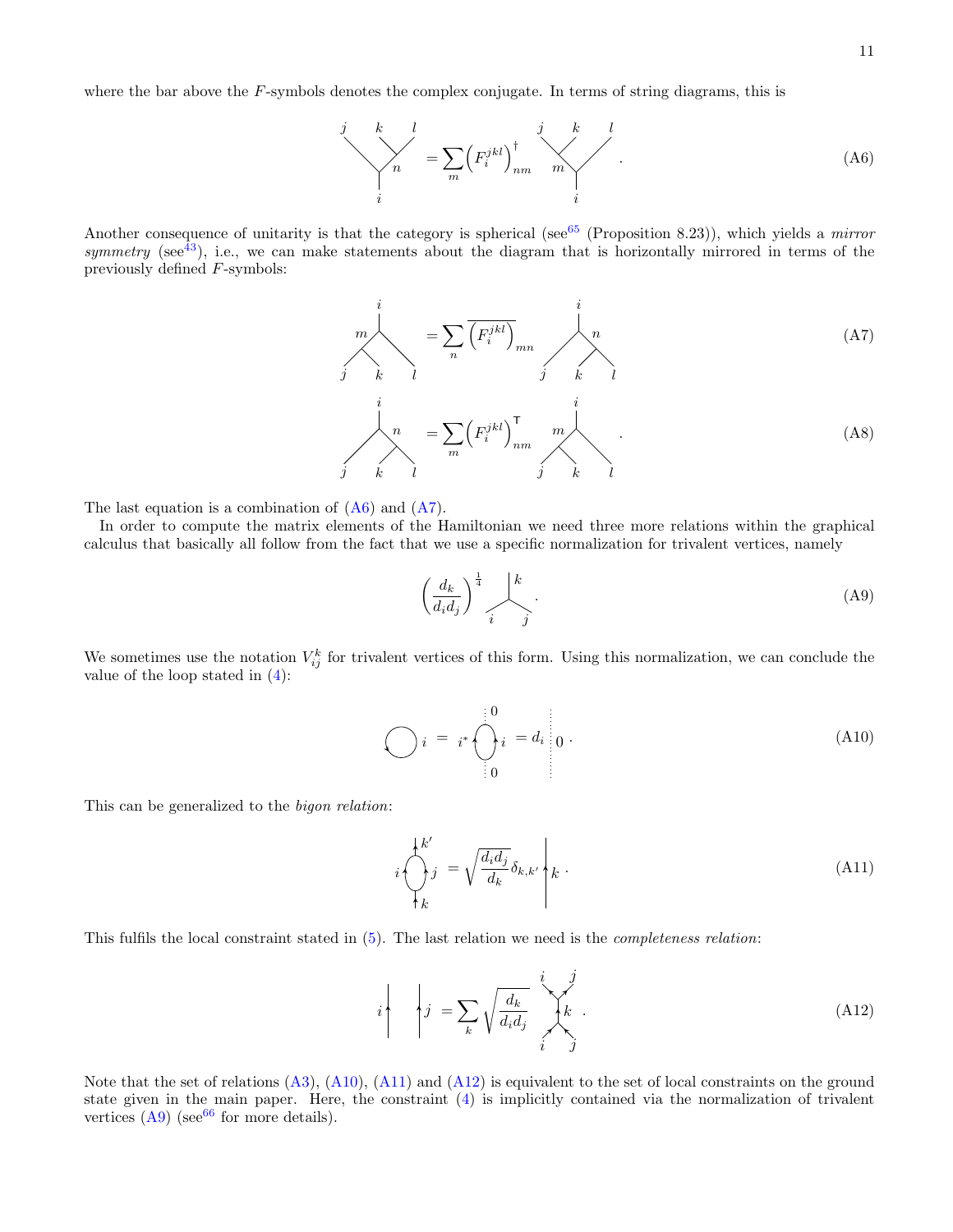where the bar above the $F$-symbols denotes the complex conjugate. In terms of string diagrams, this is

$$\text{[diagram]} = \sum_m \left(F_i^{jkl}\right)^\dagger_{nm} \text{[diagram]} . \tag{A6}$$

Another consequence of unitarity is that the category is spherical (see[65] (Proposition 8.23)), which yields a *mirror symmetry* (see[43]), i.e., we can make statements about the diagram that is horizontally mirrored in terms of the previously defined $F$-symbols:

$$\text{[diagram]} = \sum_n \overline{\left(F_i^{jkl}\right)}_{mn} \text{[diagram]} \tag{A7}$$

$$\text{[diagram]} = \sum_m \left(F_i^{jkl}\right)^\mathsf{T}_{nm} \text{[diagram]} . \tag{A8}$$

The last equation is a combination of (A6) and (A7).

In order to compute the matrix elements of the Hamiltonian we need three more relations within the graphical calculus that basically all follow from the fact that we use a specific normalization for trivalent vertices, namely

$$\left(\frac{d_k}{d_i d_j}\right)^{\frac{1}{4}} \text{[diagram]} . \tag{A9}$$

We sometimes use the notation $V_{ij}^k$ for trivalent vertices of this form. Using this normalization, we can conclude the value of the loop stated in (4):

$$\text{[diagram]} = \text{[diagram]} = d_i \text{[diagram]} . \tag{A10}$$

This can be generalized to the *bigon relation*:

$$\text{[diagram]} = \sqrt{\frac{d_i d_j}{d_k}} \delta_{k,k'} \text{[diagram]} . \tag{A11}$$

This fulfils the local constraint stated in (5). The last relation we need is the *completeness relation*:

$$\text{[diagram]} = \sum_k \sqrt{\frac{d_k}{d_i d_j}} \text{[diagram]} . \tag{A12}$$

Note that the set of relations (A3), (A10), (A11) and (A12) is equivalent to the set of local constraints on the ground state given in the main paper. Here, the constraint (4) is implicitly contained via the normalization of trivalent vertices (A9) (see[66] for more details).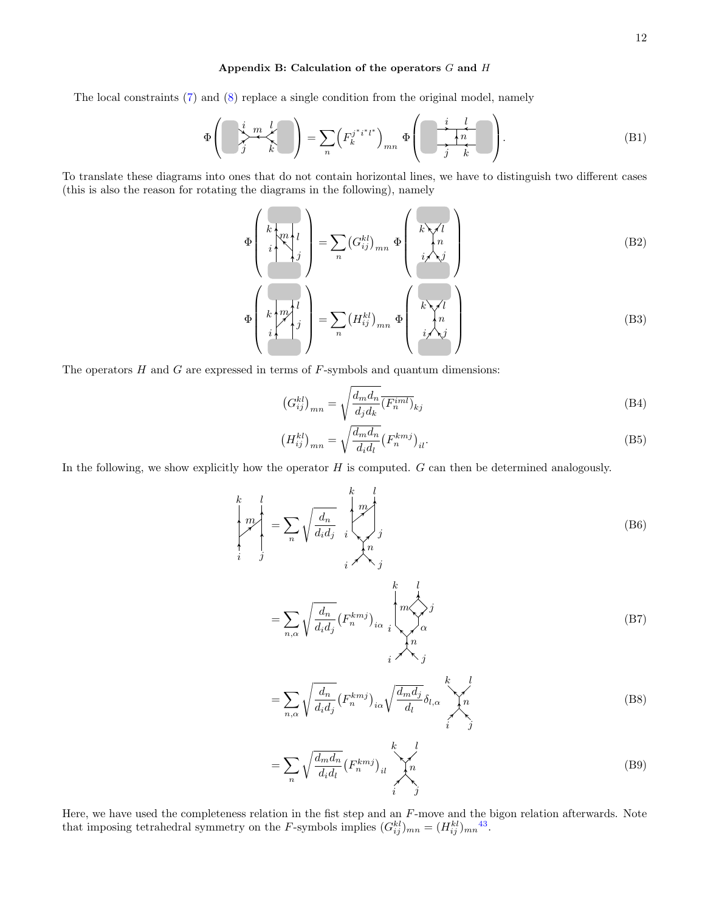### Appendix B: Calculation of the operators $G$ and $H$

The local constraints (7) and (8) replace a single condition from the original model, namely

$$\Phi\left(\text{diagram}\right) = \sum_n \left(F_k^{j^* i^* l^*}\right)_{mn} \Phi\left(\text{diagram}\right). \tag{B1}$$

To translate these diagrams into ones that do not contain horizontal lines, we have to distinguish two different cases (this is also the reason for rotating the diagrams in the following), namely

$$\Phi\left(\text{diagram}\right) = \sum_n \left(G_{ij}^{kl}\right)_{mn} \Phi\left(\text{diagram}\right) \tag{B2}$$

$$\Phi\left(\text{diagram}\right) = \sum_n \left(H_{ij}^{kl}\right)_{mn} \Phi\left(\text{diagram}\right) \tag{B3}$$

The operators $H$ and $G$ are expressed in terms of $F$-symbols and quantum dimensions:

$$\left(G_{ij}^{kl}\right)_{mn} = \sqrt{\frac{d_m d_n}{d_j d_k}} \overline{(F_n^{iml})}_{kj} \tag{B4}$$

$$\left(H_{ij}^{kl}\right)_{mn} = \sqrt{\frac{d_m d_n}{d_i d_l}} (F_n^{kmj})_{il}. \tag{B5}$$

In the following, we show explicitly how the operator $H$ is computed. $G$ can then be determined analogously.

$$\text{diagram} = \sum_n \sqrt{\frac{d_n}{d_i d_j}} \; \text{diagram} \tag{B6}$$

$$= \sum_{n,\alpha} \sqrt{\frac{d_n}{d_i d_j}} (F_n^{kmj})_{i\alpha} \; \text{diagram} \tag{B7}$$

$$= \sum_{n,\alpha} \sqrt{\frac{d_n}{d_i d_j}} (F_n^{kmj})_{i\alpha} \sqrt{\frac{d_m d_j}{d_l}} \delta_{l,\alpha} \; \text{diagram} \tag{B8}$$

$$= \sum_n \sqrt{\frac{d_m d_n}{d_i d_l}} (F_n^{kmj})_{il} \; \text{diagram} \tag{B9}$$

Here, we have used the completeness relation in the fist step and an $F$-move and the bigon relation afterwards. Note that imposing tetrahedral symmetry on the $F$-symbols implies $(G_{ij}^{kl})_{mn} = (H_{ij}^{kl})_{mn}$[43].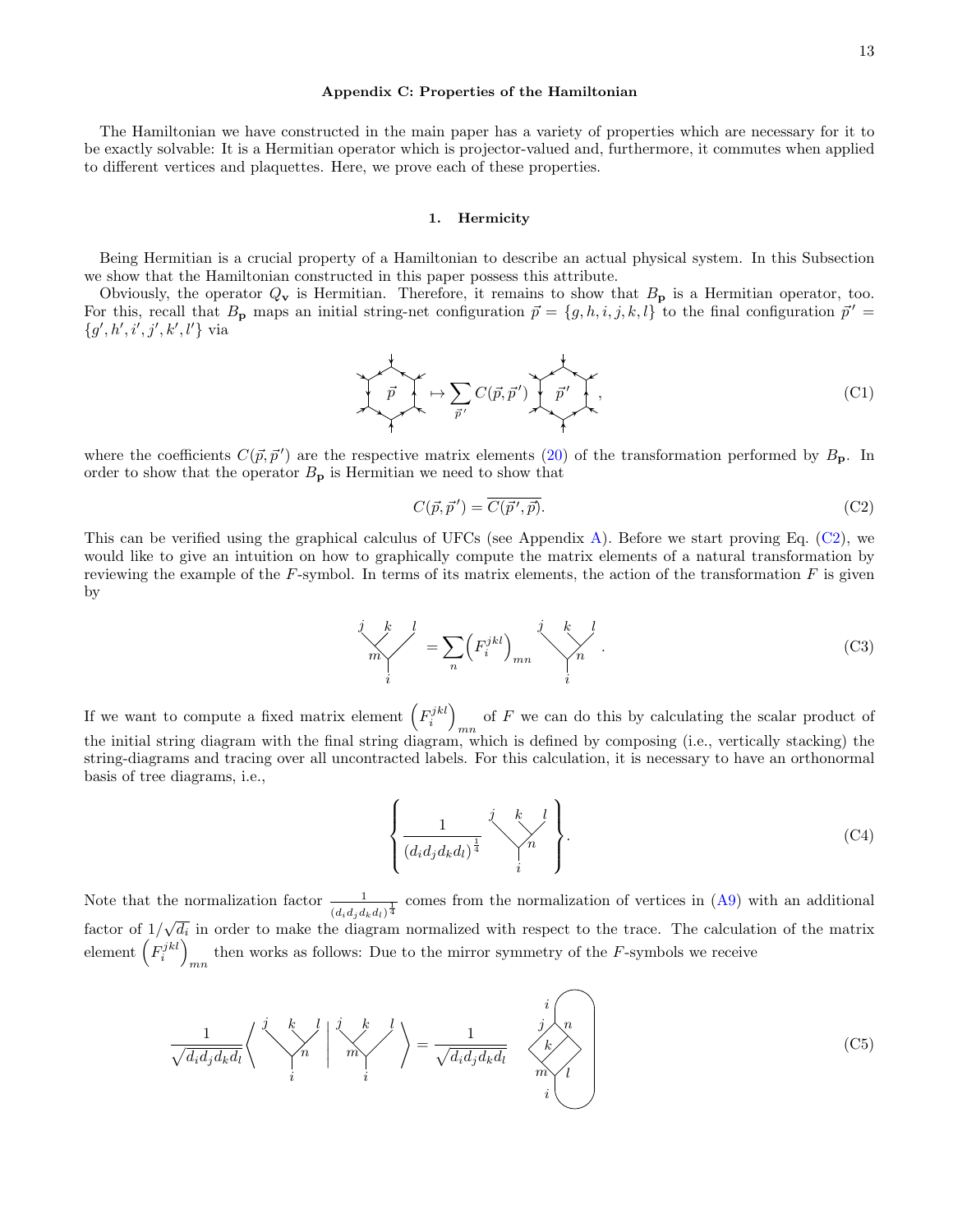### Appendix C: Properties of the Hamiltonian

The Hamiltonian we have constructed in the main paper has a variety of properties which are necessary for it to be exactly solvable: It is a Hermitian operator which is projector-valued and, furthermore, it commutes when applied to different vertices and plaquettes. Here, we prove each of these properties.

#### 1. Hermicity

Being Hermitian is a crucial property of a Hamiltonian to describe an actual physical system. In this Subsection we show that the Hamiltonian constructed in this paper possess this attribute.

Obviously, the operator $Q_{\mathbf{v}}$ is Hermitian. Therefore, it remains to show that $B_{\mathbf{p}}$ is a Hermitian operator, too. For this, recall that $B_{\mathbf{p}}$ maps an initial string-net configuration $\vec{p} = \{g, h, i, j, k, l\}$ to the final configuration $\vec{p}' = \{g', h', i', j', k', l'\}$ via

$$\vec{p} \mapsto \sum_{\vec{p}'} C(\vec{p}, \vec{p}') \; \vec{p}', \tag{C1}$$

where the coefficients $C(\vec{p}, \vec{p}')$ are the respective matrix elements (20) of the transformation performed by $B_{\mathbf{p}}$. In order to show that the operator $B_{\mathbf{p}}$ is Hermitian we need to show that

$$C(\vec{p}, \vec{p}') = \overline{C(\vec{p}', \vec{p})}. \tag{C2}$$

This can be verified using the graphical calculus of UFCs (see Appendix A). Before we start proving Eq. (C2), we would like to give an intuition on how to graphically compute the matrix elements of a natural transformation by reviewing the example of the $F$-symbol. In terms of its matrix elements, the action of the transformation $F$ is given by

$$\text{(tree } j,k,l \to m \to i) = \sum_n \left(F_i^{jkl}\right)_{mn} \text{(tree } j,k,l \to n \to i). \tag{C3}$$

If we want to compute a fixed matrix element $\left(F_i^{jkl}\right)_{mn}$ of $F$ we can do this by calculating the scalar product of the initial string diagram with the final string diagram, which is defined by composing (i.e., vertically stacking) the string-diagrams and tracing over all uncontracted labels. For this calculation, it is necessary to have an orthonormal basis of tree diagrams, i.e.,

$$\left\{ \frac{1}{(d_i d_j d_k d_l)^{\frac{1}{4}}} \text{(tree } j,k,l \to n \to i) \right\}. \tag{C4}$$

Note that the normalization factor $\frac{1}{(d_i d_j d_k d_l)^{\frac{1}{4}}}$ comes from the normalization of vertices in (A9) with an additional factor of $1/\sqrt{d_i}$ in order to make the diagram normalized with respect to the trace. The calculation of the matrix element $\left(F_i^{jkl}\right)_{mn}$ then works as follows: Due to the mirror symmetry of the $F$-symbols we receive

$$\frac{1}{\sqrt{d_i d_j d_k d_l}} \left\langle \text{(tree } j,k,l \to n \to i) \,\middle|\, \text{(tree } j,k,l \to m \to i) \right\rangle = \frac{1}{\sqrt{d_i d_j d_k d_l}} \text{(closed diagram with labels } i, j, n, k, m, l, i) \tag{C5}$$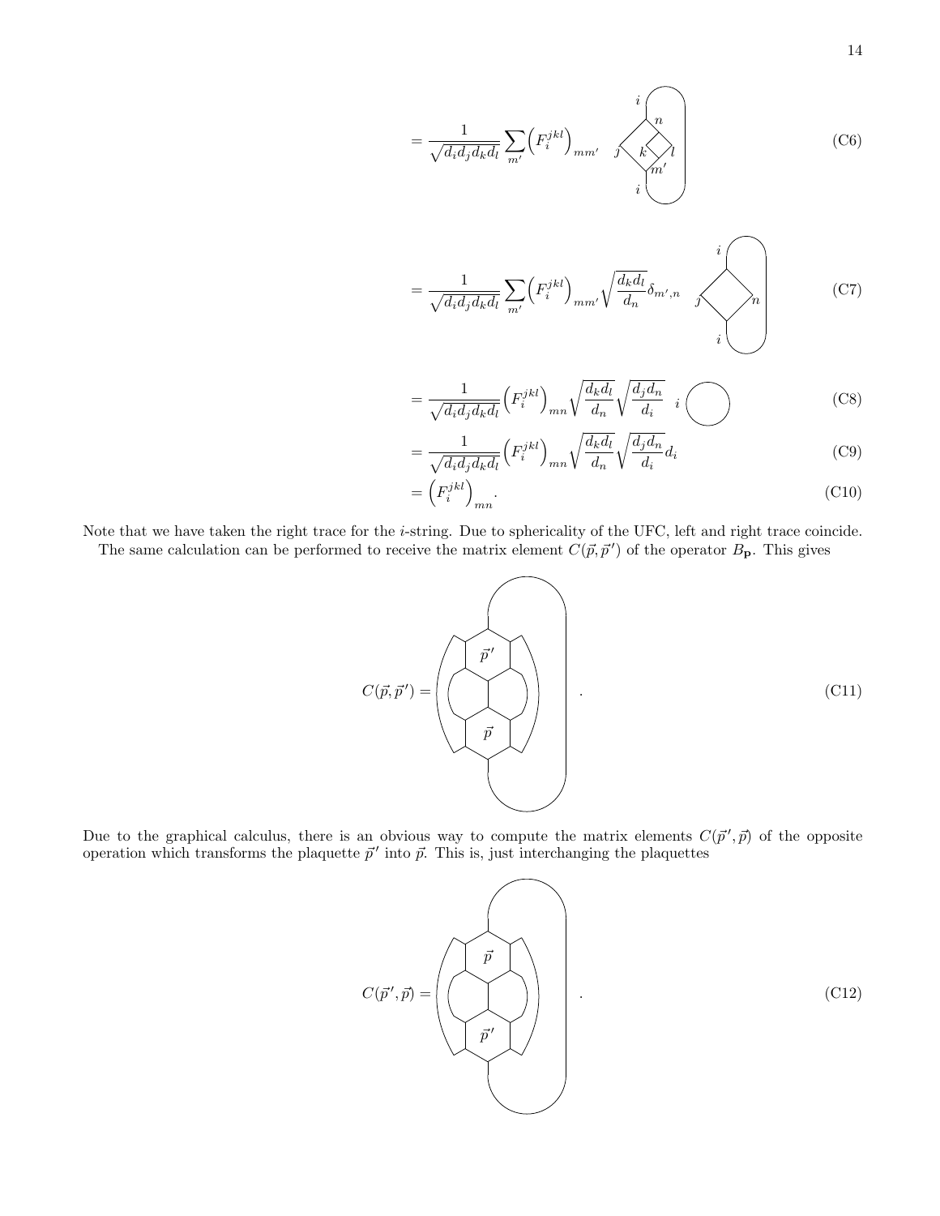$$= \frac{1}{\sqrt{d_i d_j d_k d_l}} \sum_{m'} \left(F_i^{jkl}\right)_{mm'} \tag{C6}$$

$$= \frac{1}{\sqrt{d_i d_j d_k d_l}} \sum_{m'} \left(F_i^{jkl}\right)_{mm'} \sqrt{\frac{d_k d_l}{d_n}} \delta_{m',n} \tag{C7}$$

$$= \frac{1}{\sqrt{d_i d_j d_k d_l}} \left(F_i^{jkl}\right)_{mn} \sqrt{\frac{d_k d_l}{d_n}} \sqrt{\frac{d_j d_n}{d_i}} \quad i \tag{C8}$$

$$= \frac{1}{\sqrt{d_i d_j d_k d_l}} \left(F_i^{jkl}\right)_{mn} \sqrt{\frac{d_k d_l}{d_n}} \sqrt{\frac{d_j d_n}{d_i}} d_i \tag{C9}$$

$$= \left(F_i^{jkl}\right)_{mn}. \tag{C10}$$

Note that we have taken the right trace for the $i$-string. Due to sphericality of the UFC, left and right trace coincide.

The same calculation can be performed to receive the matrix element $C(\vec{p}, \vec{p}\,')$ of the operator $B_{\mathbf{p}}$. This gives

$$C(\vec{p}, \vec{p}\,') = \quad . \tag{C11}$$

Due to the graphical calculus, there is an obvious way to compute the matrix elements $C(\vec{p}\,', \vec{p})$ of the opposite operation which transforms the plaquette $\vec{p}\,'$ into $\vec{p}$. This is, just interchanging the plaquettes

$$C(\vec{p}\,', \vec{p}) = \quad . \tag{C12}$$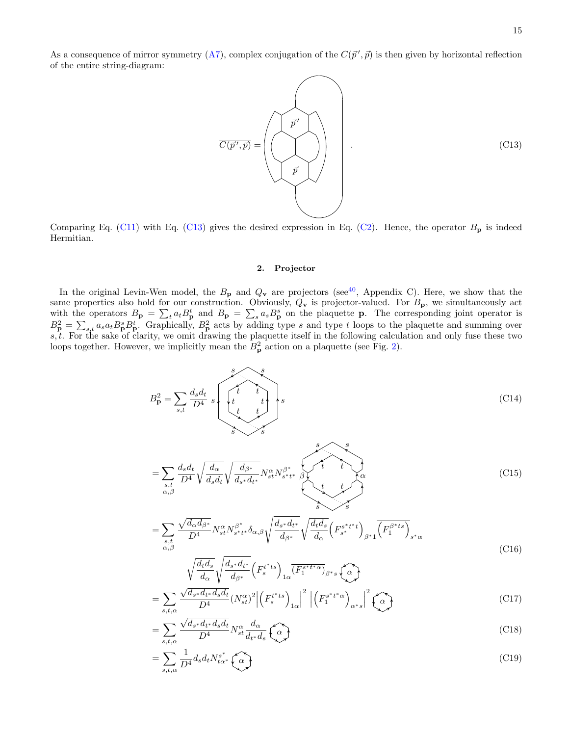As a consequence of mirror symmetry (A7), complex conjugation of the $C(\vec{p}', \vec{p})$ is then given by horizontal reflection of the entire string-diagram:

$$\overline{C(\vec{p}', \vec{p})} = \quad . \tag{C13}$$

Comparing Eq. (C11) with Eq. (C13) gives the desired expression in Eq. (C2). Hence, the operator $B_{\mathbf{p}}$ is indeed Hermitian.

### 2. Projector

In the original Levin-Wen model, the $B_{\mathbf{p}}$ and $Q_{\mathbf{v}}$ are projectors (see[40], Appendix C). Here, we show that the same properties also hold for our construction. Obviously, $Q_{\mathbf{v}}$ is projector-valued. For $B_{\mathbf{p}}$, we simultaneously act with the operators $B_{\mathbf{p}} = \sum_t a_t B^t_{\mathbf{p}}$ and $B_{\mathbf{p}} = \sum_s a_s B^s_{\mathbf{p}}$ on the plaquette $\mathbf{p}$. The corresponding joint operator is $B^2_{\mathbf{p}} = \sum_{s,t} a_s a_t B^s_{\mathbf{p}} B^t_{\mathbf{p}}$. Graphically, $B^2_{\mathbf{p}}$ acts by adding type $s$ and type $t$ loops to the plaquette and summing over $s, t$. For the sake of clarity, we omit drawing the plaquette itself in the following calculation and only fuse these two loops together. However, we implicitly mean the $B^2_{\mathbf{p}}$ action on a plaquette (see Fig. 2).

$$B^2_{\mathbf{p}} = \sum_{s,t} \frac{d_s d_t}{D^4} \tag{C14}$$

$$= \sum_{\substack{s,t\\ \alpha,\beta}} \frac{d_s d_t}{D^4} \sqrt{\frac{d_\alpha}{d_s d_t}} \sqrt{\frac{d_{\beta^*}}{d_{s^*} d_{t^*}}} N^{\alpha}_{st} N^{\beta^*}_{s^* t^*} \tag{C15}$$

$$= \sum_{\substack{s,t\\ \alpha,\beta}} \frac{\sqrt{d_\alpha d_{\beta^*}}}{D^4} N^{\alpha}_{st} N^{\beta^*}_{s^* t^*} \delta_{\alpha,\beta} \sqrt{\frac{d_{s^*} d_{t^*}}{d_{\beta^*}}} \sqrt{\frac{d_t d_s}{d_\alpha}} \left(F^{s^* t^* t}_{s^*}\right)_{\beta^* 1} \overline{\left(F^{\beta^* t s}_{1}\right)_{s^* \alpha}}$$
$$\sqrt{\frac{d_t d_s}{d_\alpha}} \sqrt{\frac{d_{s^*} d_{t^*}}{d_{\beta^*}}} \left(F^{t^* t s}_{s}\right)_{1\alpha} \overline{\left(F^{s^* t^* \alpha}_{1}\right)_{\beta^* s}} \; \alpha \tag{C16}$$

$$= \sum_{s,t,\alpha} \frac{\sqrt{d_{s^*} d_{t^*} d_s d_t}}{D^4} (N^{\alpha}_{st})^2 \left|\left(F^{t^* t s}_{s}\right)_{1\alpha}\right|^2 \left|\left(F^{s^* t^* \alpha}_{1}\right)_{\alpha^* s}\right|^2 \; \alpha \tag{C17}$$

$$= \sum_{s,t,\alpha} \frac{\sqrt{d_{s^*} d_{t^*} d_s d_t}}{D^4} N^{\alpha}_{st} \frac{d_\alpha}{d_{t^*} d_s} \; \alpha \tag{C18}$$

$$= \sum_{s,t,\alpha} \frac{1}{D^4} d_s d_t N^{s^*}_{t\alpha^*} \; \alpha \tag{C19}$$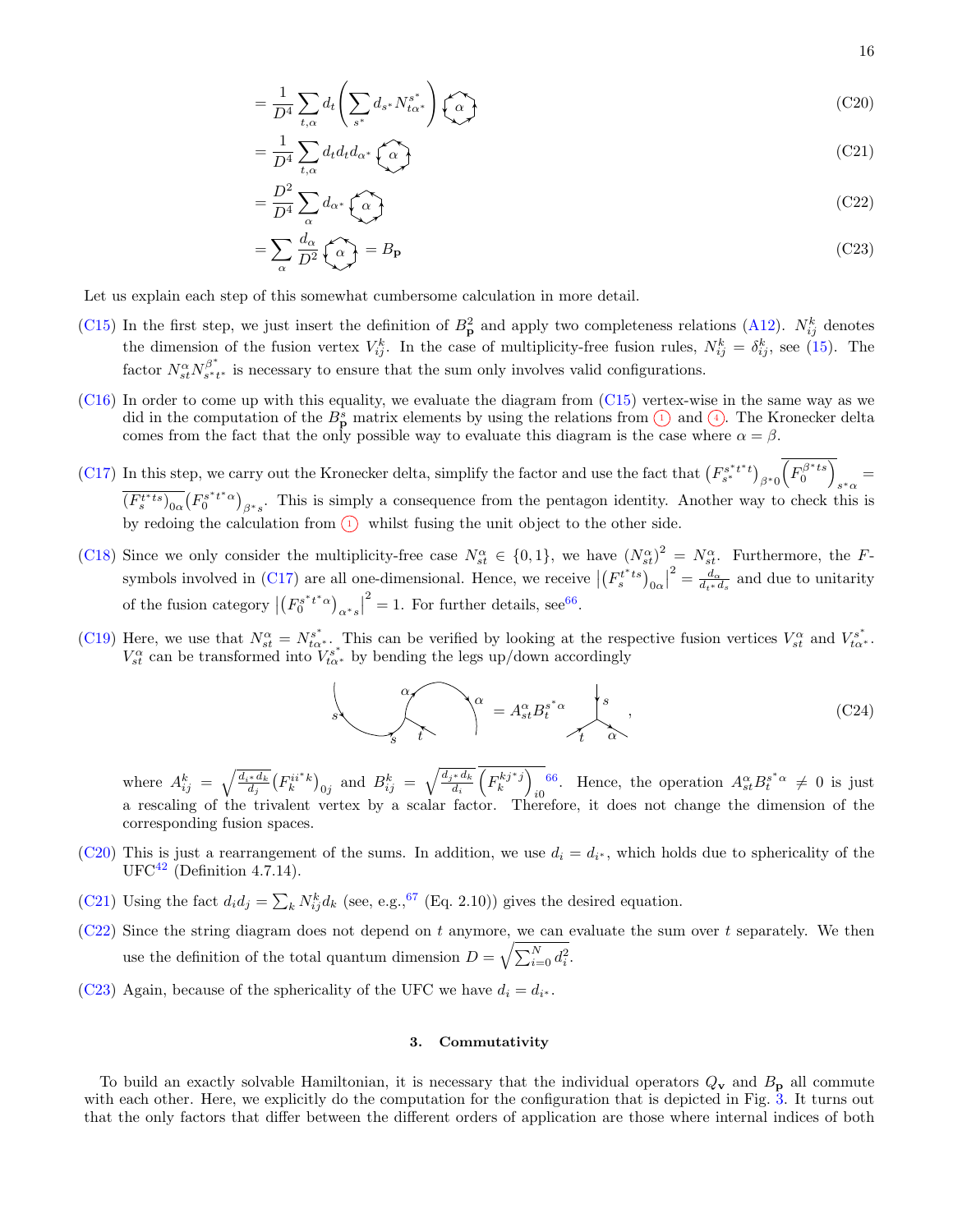$$= \frac{1}{D^4} \sum_{t,\alpha} d_t \left( \sum_{s^*} d_{s^*} N^{s^*}_{t\alpha^*} \right) \text{[diagram: } \alpha \text{]} \tag{C20}$$

$$= \frac{1}{D^4} \sum_{t,\alpha} d_t d_t d_{\alpha^*} \text{[diagram: } \alpha \text{]} \tag{C21}$$

$$= \frac{D^2}{D^4} \sum_{\alpha} d_{\alpha^*} \text{[diagram: } \alpha \text{]} \tag{C22}$$

$$= \sum_{\alpha} \frac{d_\alpha}{D^2} \text{[diagram: } \alpha \text{]} = B_{\mathbf{p}} \tag{C23}$$

Let us explain each step of this somewhat cumbersome calculation in more detail.

(C15) In the first step, we just insert the definition of $B^2_{\mathbf{p}}$ and apply two completeness relations (A12). $N^k_{ij}$ denotes the dimension of the fusion vertex $V^k_{ij}$. In the case of multiplicity-free fusion rules, $N^k_{ij} = \delta^k_{ij}$, see (15). The factor $N^\alpha_{st} N^{\beta^*}_{s^*t^*}$ is necessary to ensure that the sum only involves valid configurations.

(C16) In order to come up with this equality, we evaluate the diagram from (C15) vertex-wise in the same way as we did in the computation of the $B^s_{\mathbf{p}}$ matrix elements by using the relations from ① and ④. The Kronecker delta comes from the fact that the only possible way to evaluate this diagram is the case where $\alpha = \beta$.

(C17) In this step, we carry out the Kronecker delta, simplify the factor and use the fact that $\left(F^{s^*t^*t}_{s^*}\right)_{\beta^*0} \overline{\left(F^{\beta^*ts}_{0}\right)}_{s^*\alpha} = \overline{\left(F^{t^*ts}_{s}\right)}_{0\alpha} \left(F^{s^*t^*\alpha}_{0}\right)_{\beta^*s}$. This is simply a consequence from the pentagon identity. Another way to check this is by redoing the calculation from ① whilst fusing the unit object to the other side.

(C18) Since we only consider the multiplicity-free case $N^\alpha_{st} \in \{0, 1\}$, we have $(N^\alpha_{st})^2 = N^\alpha_{st}$. Furthermore, the $F$-symbols involved in (C17) are all one-dimensional. Hence, we receive $\left|\left(F^{t^*ts}_{s}\right)_{0\alpha}\right|^2 = \frac{d_\alpha}{d_{t^*} d_s}$ and due to unitarity of the fusion category $\left|\left(F^{s^*t^*\alpha}_{0}\right)_{\alpha^*s}\right|^2 = 1$. For further details, see[66].

(C19) Here, we use that $N^\alpha_{st} = N^{s^*}_{t\alpha^*}$. This can be verified by looking at the respective fusion vertices $V^\alpha_{st}$ and $V^{s^*}_{t\alpha^*}$. $V^\alpha_{st}$ can be transformed into $V^{s^*}_{t\alpha^*}$ by bending the legs up/down accordingly

$$\text{[diagram: } s, \alpha, s, t, \alpha \text{]} = A^\alpha_{st} B^{s^*\alpha}_{t} \text{[diagram: } s, t, \alpha \text{]}, \tag{C24}$$

where $A^k_{ij} = \sqrt{\frac{d_{i^*} d_k}{d_j}} \left(F^{ii^*k}_{k}\right)_{0j}$ and $B^k_{ij} = \sqrt{\frac{d_{j^*} d_k}{d_i}} \overline{\left(F^{kj^*j}_{k}\right)}_{i0}$[66]. Hence, the operation $A^\alpha_{st} B^{s^*\alpha}_{t} \neq 0$ is just a rescaling of the trivalent vertex by a scalar factor. Therefore, it does not change the dimension of the corresponding fusion spaces.

(C20) This is just a rearrangement of the sums. In addition, we use $d_i = d_{i^*}$, which holds due to sphericality of the UFC[42] (Definition 4.7.14).

(C21) Using the fact $d_i d_j = \sum_k N^k_{ij} d_k$ (see, e.g.,[67] (Eq. 2.10)) gives the desired equation.

(C22) Since the string diagram does not depend on $t$ anymore, we can evaluate the sum over $t$ separately. We then use the definition of the total quantum dimension $D = \sqrt{\sum_{i=0}^{N} d_i^2}$.

(C23) Again, because of the sphericality of the UFC we have $d_i = d_{i^*}$.

### 3. Commutativity

To build an exactly solvable Hamiltonian, it is necessary that the individual operators $Q_{\mathbf{v}}$ and $B_{\mathbf{p}}$ all commute with each other. Here, we explicitly do the computation for the configuration that is depicted in Fig. 3. It turns out that the only factors that differ between the different orders of application are those where internal indices of both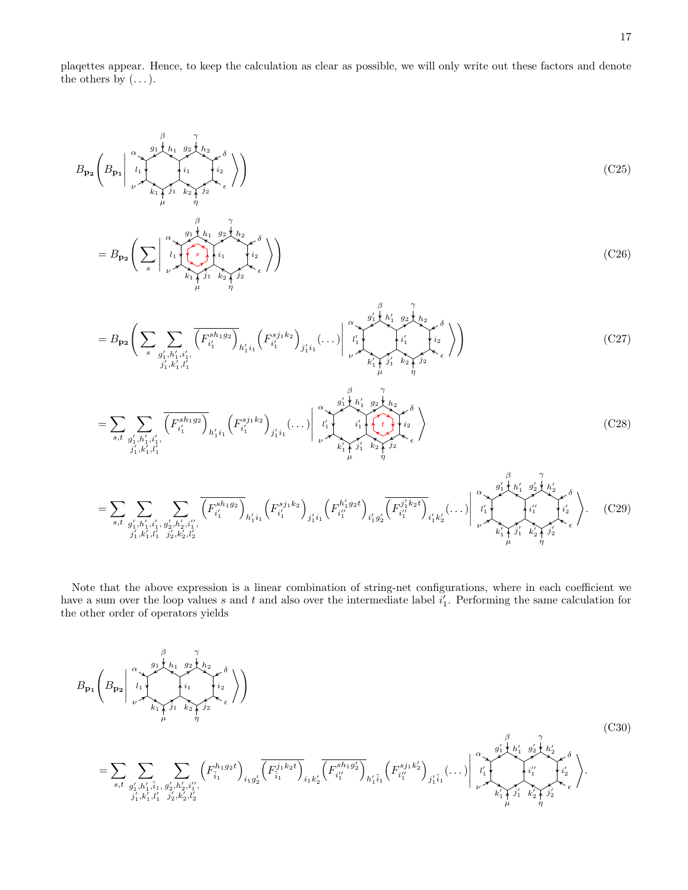plaqettes appear. Hence, to keep the calculation as clear as possible, we will only write out these factors and denote the others by $(\dots)$.

$$B_{\mathbf{p_2}}\left(B_{\mathbf{p_1}}\left|\text{[string-net: } g_1,h_1,g_2,h_2,l_1,i_1,i_2,k_1,j_1,k_2,j_2;\ \alpha,\beta,\gamma,\delta,\nu,\mu,\eta,\epsilon]\right\rangle\right) \tag{C25}$$

$$= B_{\mathbf{p_2}}\left(\sum_s \left|\text{[same configuration with loop } s \text{ in plaquette } \mathbf{p_1}]\right\rangle\right) \tag{C26}$$

$$= B_{\mathbf{p_2}}\left(\sum_s \sum_{\substack{g_1',h_1',i_1',\\ j_1',k_1',l_1'}} \overline{\left(F^{sh_1g_2}_{i_1'}\right)}_{h_1'i_1}\left(F^{sj_1k_2}_{i_1'}\right)_{j_1'i_1}(\dots)\left|\text{[string-net: } g_1',h_1',g_2,h_2,l_1',i_1',i_2,k_1',j_1',k_2,j_2]\right\rangle\right) \tag{C27}$$

$$= \sum_{s,t}\sum_{\substack{g_1',h_1',i_1',\\ j_1',k_1',l_1'}} \overline{\left(F^{sh_1g_2}_{i_1'}\right)}_{h_1'i_1}\left(F^{sj_1k_2}_{i_1'}\right)_{j_1'i_1}(\dots)\left|\text{[string-net: } g_1',h_1',g_2,h_2,l_1',i_1',i_2,k_1',j_1',k_2,j_2 \text{ with loop } t \text{ in plaquette } \mathbf{p_2}]\right\rangle \tag{C28}$$

$$= \sum_{s,t}\sum_{\substack{g_1',h_1',i_1',\\ j_1',k_1',l_1'}}\sum_{\substack{g_2',h_2',i_1'',\\ j_2',k_2',l_2'}} \overline{\left(F^{sh_1g_2}_{i_1'}\right)}_{h_1'i_1}\left(F^{sj_1k_2}_{i_1'}\right)_{j_1'i_1}\left(F^{h_1'g_2t}_{i_1''}\right)_{i_1'g_2'}\overline{\left(F^{j_1'k_2t}_{i_1''}\right)}_{i_1'k_2'}(\dots)\left|\text{[string-net: } g_1',h_1',g_2',h_2',l_1',i_1'',i_2',k_1',j_1',k_2',j_2']\right\rangle. \tag{C29}$$

Note that the above expression is a linear combination of string-net configurations, where in each coefficient we have a sum over the loop values $s$ and $t$ and also over the intermediate label $i_1'$. Performing the same calculation for the other order of operators yields

$$B_{\mathbf{p_1}}\left(B_{\mathbf{p_2}}\left|\text{[string-net: } g_1,h_1,g_2,h_2,l_1,i_1,i_2,k_1,j_1,k_2,j_2]\right\rangle\right)$$
$$= \sum_{s,t}\sum_{\substack{g_1',h_1',\tilde{i}_1,\\ j_1',k_1',l_1'}}\sum_{\substack{g_2',h_2',i_1'',\\ j_2',k_2',l_2'}} \left(F^{h_1g_2t}_{\tilde{i}_1}\right)_{i_1g_2'}\overline{\left(F^{j_1k_2t}_{\tilde{i}_1}\right)}_{i_1k_2'}\overline{\left(F^{sh_1g_2'}_{i_1''}\right)}_{h_1'\tilde{i}_1}\left(F^{sj_1k_2'}_{i_1''}\right)_{j_1'\tilde{i}_1}(\dots)\left|\text{[string-net: } g_1',h_1',g_2',h_2',l_1',i_1'',i_2',k_1',j_1',k_2',j_2']\right\rangle. \tag{C30}$$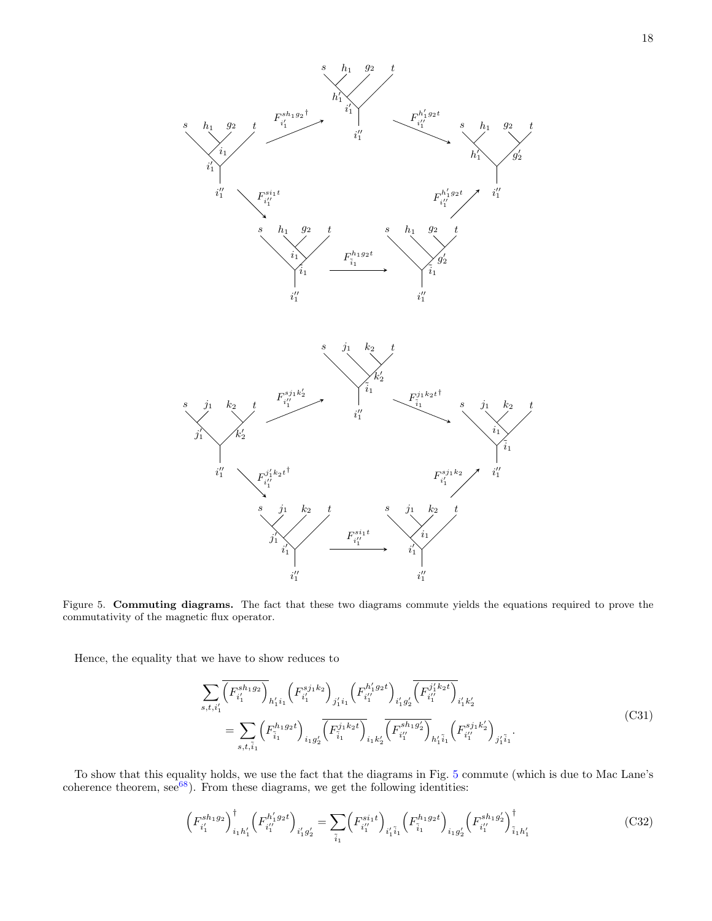Figure 5. **Commuting diagrams.** The fact that these two diagrams commute yields the equations required to prove the commutativity of the magnetic flux operator.

Hence, the equality that we have to show reduces to

$$
\begin{aligned}
&\sum_{s,t,i_1'} \overline{\left(F^{sh_1g_2}_{i_1'}\right)}_{h_1'i_1}\left(F^{sj_1k_2}_{i_1'}\right)_{j_1'i_1}\left(F^{h_1'g_2t}_{i_1''}\right)_{i_1'g_2'}\overline{\left(F^{j_1'k_2t}_{i_1''}\right)}_{i_1'k_2'} \\
&\quad = \sum_{s,t,\tilde{i}_1}\left(F^{h_1g_2t}_{\tilde{i}_1}\right)_{i_1g_2'}\overline{\left(F^{j_1k_2t}_{\tilde{i}_1}\right)}_{i_1k_2'}\overline{\left(F^{sh_1g_2'}_{i_1''}\right)}_{h_1'\tilde{i}_1}\left(F^{sj_1k_2'}_{i_1''}\right)_{j_1'\tilde{i}_1}.
\end{aligned}
\tag{C31}
$$

To show that this equality holds, we use the fact that the diagrams in Fig. 5 commute (which is due to Mac Lane's coherence theorem, see[68]). From these diagrams, we get the following identities:

$$
\left(F^{sh_1g_2}_{i_1'}\right)^{\dagger}_{i_1h_1'}\left(F^{h_1'g_2t}_{i_1''}\right)_{i_1'g_2'} = \sum_{\tilde{i}_1}\left(F^{si_1t}_{i_1''}\right)_{i_1'\tilde{i}_1}\left(F^{h_1g_2t}_{\tilde{i}_1}\right)_{i_1g_2'}\left(F^{sh_1g_2'}_{i_1''}\right)^{\dagger}_{\tilde{i}_1h_1'}
\tag{C32}
$$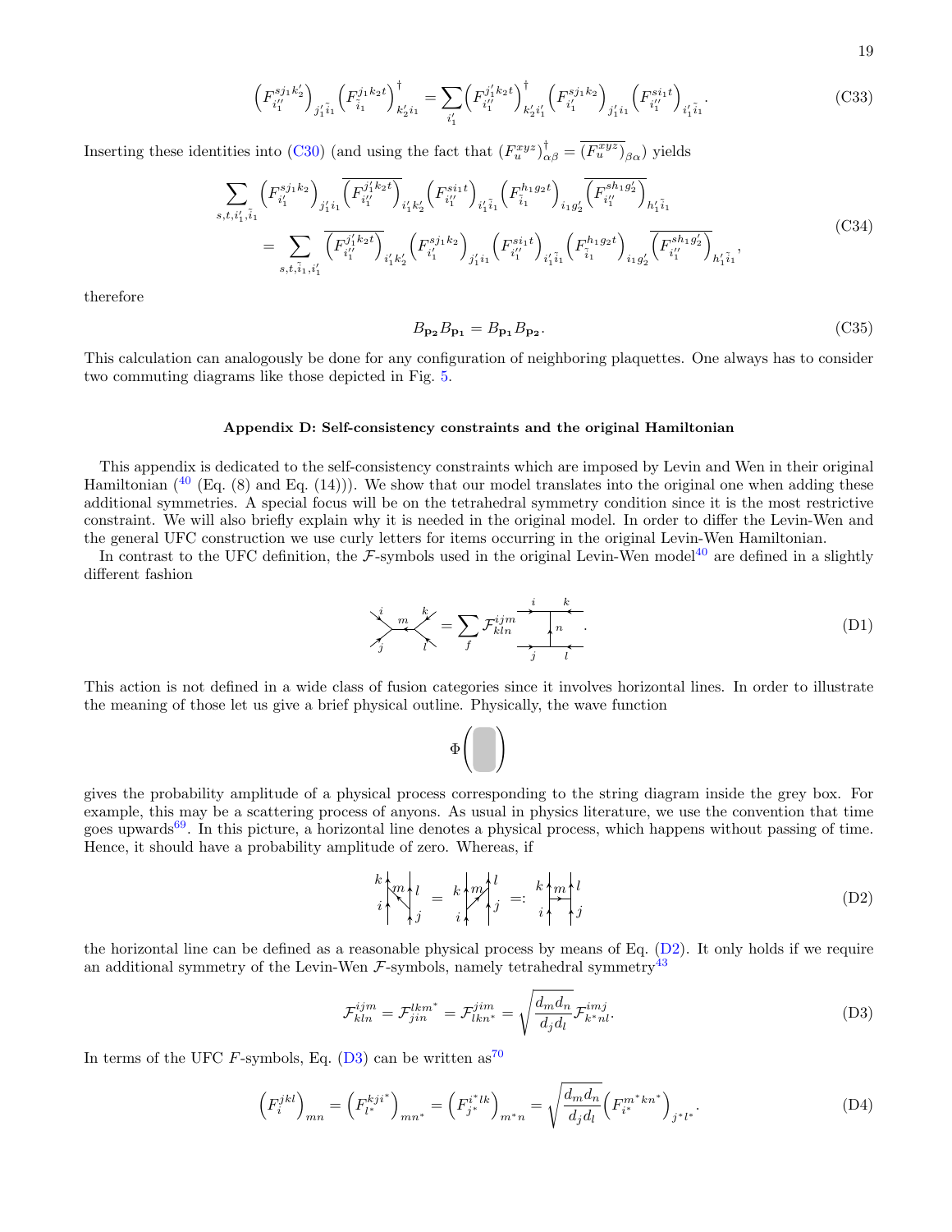$$\left(F^{sj_1k_2'}_{i_1''}\right)_{j_1'\tilde{i}_1}\left(F^{j_1k_2t}_{\tilde{i}_1}\right)^{\dagger}_{k_2'i_1} = \sum_{i_1'}\left(F^{j_1'k_2t}_{i_1''}\right)^{\dagger}_{k_2'i_1'}\left(F^{sj_1k_2}_{i_1'}\right)_{j_1'i_1}\left(F^{si_1t}_{i_1''}\right)_{i_1'\tilde{i}_1}. \tag{C33}$$

Inserting these identities into (C30) (and using the fact that $(F^{xyz}_u)^{\dagger}_{\alpha\beta} = \overline{(F^{xyz}_u)}_{\beta\alpha}$) yields

$$\begin{aligned}
&\sum_{s,t,i_1',\tilde{i}_1}\left(F^{sj_1k_2}_{i_1'}\right)_{j_1'i_1}\overline{\left(F^{j_1'k_2t}_{i_1''}\right)}_{i_1'k_2'}\left(F^{si_1t}_{i_1''}\right)_{i_1'\tilde{i}_1}\left(F^{h_1g_2t}_{\tilde{i}_1}\right)_{i_1g_2'}\overline{\left(F^{sh_1g_2'}_{i_1''}\right)}_{h_1'\tilde{i}_1} \\
&= \sum_{s,t,\tilde{i}_1,i_1'}\overline{\left(F^{j_1'k_2t}_{i_1''}\right)}_{i_1'k_2'}\left(F^{sj_1k_2}_{i_1'}\right)_{j_1'i_1}\left(F^{si_1t}_{i_1''}\right)_{i_1'\tilde{i}_1}\left(F^{h_1g_2t}_{\tilde{i}_1}\right)_{i_1g_2'}\overline{\left(F^{sh_1g_2'}_{i_1''}\right)}_{h_1'\tilde{i}_1},
\end{aligned} \tag{C34}$$

therefore

$$B_{\mathbf{p_2}}B_{\mathbf{p_1}} = B_{\mathbf{p_1}}B_{\mathbf{p_2}}. \tag{C35}$$

This calculation can analogously be done for any configuration of neighboring plaquettes. One always has to consider two commuting diagrams like those depicted in Fig. 5.

## Appendix D: Self-consistency constraints and the original Hamiltonian

This appendix is dedicated to the self-consistency constraints which are imposed by Levin and Wen in their original Hamiltonian ([40] (Eq. (8) and Eq. (14))). We show that our model translates into the original one when adding these additional symmetries. A special focus will be on the tetrahedral symmetry condition since it is the most restrictive constraint. We will also briefly explain why it is needed in the original model. In order to differ the Levin-Wen and the general UFC construction we use curly letters for items occurring in the original Levin-Wen Hamiltonian.

In contrast to the UFC definition, the $\mathcal{F}$-symbols used in the original Levin-Wen model[40] are defined in a slightly different fashion

$$[\text{diagram with legs } i, j, m, k, l] = \sum_f \mathcal{F}^{ijm}_{kln}\,[\text{diagram with legs } i, k, n, j, l]. \tag{D1}$$

This action is not defined in a wide class of fusion categories since it involves horizontal lines. In order to illustrate the meaning of those let us give a brief physical outline. Physically, the wave function

$$\Phi\left(\;\square\;\right)$$

gives the probability amplitude of a physical process corresponding to the string diagram inside the grey box. For example, this may be a scattering process of anyons. As usual in physics literature, we use the convention that time goes upwards[69]. In this picture, a horizontal line denotes a physical process, which happens without passing of time. Hence, it should have a probability amplitude of zero. Whereas, if

$$[\text{diagram}] = [\text{diagram}] =: [\text{diagram with horizontal line } m] \tag{D2}$$

the horizontal line can be defined as a reasonable physical process by means of Eq. (D2). It only holds if we require an additional symmetry of the Levin-Wen $\mathcal{F}$-symbols, namely tetrahedral symmetry[43]

$$\mathcal{F}^{ijm}_{kln} = \mathcal{F}^{lkm^*}_{jin} = \mathcal{F}^{jim}_{lkn^*} = \sqrt{\frac{d_m d_n}{d_j d_l}}\mathcal{F}^{imj}_{k^*nl}. \tag{D3}$$

In terms of the UFC $F$-symbols, Eq. (D3) can be written as[70]

$$\left(F^{jkl}_{i}\right)_{mn} = \left(F^{kji^*}_{l^*}\right)_{mn^*} = \left(F^{i^*lk}_{j^*}\right)_{m^*n} = \sqrt{\frac{d_m d_n}{d_j d_l}}\left(F^{m^*kn^*}_{i^*}\right)_{j^*l^*}. \tag{D4}$$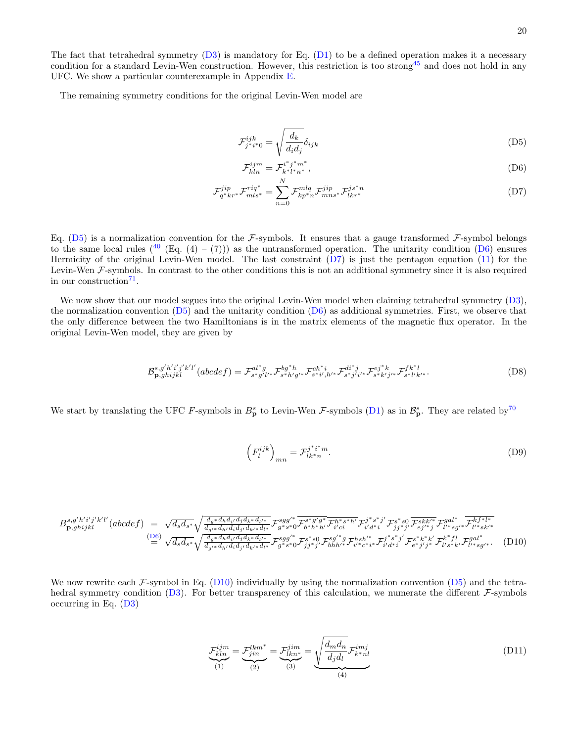The fact that tetrahedral symmetry (D3) is mandatory for Eq. (D1) to be a defined operation makes it a necessary condition for a standard Levin-Wen construction. However, this restriction is too strong[45] and does not hold in any UFC. We show a particular counterexample in Appendix E.

The remaining symmetry conditions for the original Levin-Wen model are

$$\mathcal{F}^{ijk}_{j^*i^*0} = \sqrt{\frac{d_k}{d_i d_j}}\delta_{ijk} \tag{D5}$$

$$\overline{\mathcal{F}^{ijm}_{kln}} = \mathcal{F}^{i^*j^*m^*}_{k^*l^*n^*}, \tag{D6}$$

$$\mathcal{F}^{jip}_{q^*kr^*}\mathcal{F}^{riq^*}_{mls^*} = \sum_{n=0}^{N}\mathcal{F}^{mlq}_{kp^*n}\mathcal{F}^{jip}_{mns^*}\mathcal{F}^{js^*n}_{lkr^*} \tag{D7}$$

Eq. (D5) is a normalization convention for the $\mathcal{F}$-symbols. It ensures that a gauge transformed $\mathcal{F}$-symbol belongs to the same local rules ([40] (Eq. (4) – (7))) as the untransformed operation. The unitarity condition (D6) ensures Hermicity of the original Levin-Wen model. The last constraint (D7) is just the pentagon equation (11) for the Levin-Wen $\mathcal{F}$-symbols. In contrast to the other conditions this is not an additional symmetry since it is also required in our construction[71].

We now show that our model segues into the original Levin-Wen model when claiming tetrahedral symmetry (D3), the normalization convention (D5) and the unitarity condition (D6) as additional symmetries. First, we observe that the only difference between the two Hamiltonians is in the matrix elements of the magnetic flux operator. In the original Levin-Wen model, they are given by

$$\mathcal{B}^{s,g'h'i'j'k'l'}_{\mathbf{p},ghijkl}(abcdef) = \mathcal{F}^{al^*g}_{s^*g'l'^*}\mathcal{F}^{bg^*h}_{s^*h'g'^*}\mathcal{F}^{ch^*i}_{s^*i',h'^*}\mathcal{F}^{di^*j}_{s^*j'i'^*}\mathcal{F}^{ej^*k}_{s^*k'j'^*}\mathcal{F}^{fk^*l}_{s^*l'k'^*}. \tag{D8}$$

We start by translating the UFC $F$-symbols in $B^s_{\mathbf{p}}$ to Levin-Wen $\mathcal{F}$-symbols (D1) as in $\mathcal{B}^s_{\mathbf{p}}$. They are related by[70]

$$\left(F^{ijk}_{l}\right)_{mn} = \mathcal{F}^{j^*i^*m}_{lk^*n}. \tag{D9}$$

$$\begin{aligned}
B^{s,g'h'i'j'k'l'}_{\mathbf{p},ghijkl}(abcdef) &= \sqrt{d_s d_{s^*}}\sqrt{\frac{d_{g^*}d_h d_{i'}d_j d_{k^*}d_{l'^*}}{d_{g'^*}d_{h'}d_i d_{j'}d_{k'^*}d_{l^*}}}\mathcal{F}^{sgg'^*}_{g^*s^*0}\overline{\mathcal{F}^{s^*g'g^*}_{b^*h^*h'}}\,\overline{\mathcal{F}^{h^*s^*h'}_{i'ci}}\mathcal{F}^{j^*s^*j'}_{i'd^*i}\mathcal{F}^{s^*s0}_{jj^*j'}\overline{\mathcal{F}^{skk'^*}_{ej'^*j}}\mathcal{F}^{gal^*}_{l'^*sg'^*}\overline{\mathcal{F}^{kf^*l^*}_{l'^*sk'^*}}\\
&\overset{(D6)}{=} \sqrt{d_s d_{s^*}}\sqrt{\frac{d_{g^*}d_h d_{i'}d_j d_{k^*}d_{l'^*}}{d_{g'^*}d_{h'}d_i d_{j'}d_{k'^*}d_{l^*}}}\mathcal{F}^{sgg'^*}_{g^*s^*0}\mathcal{F}^{s^*s0}_{jj^*j'}\mathcal{F}^{sg'^*g}_{bhh'^*}\mathcal{F}^{hsh'^*}_{i'^*c^*i^*}\mathcal{F}^{j^*s^*j'}_{i'd^*i}\mathcal{F}^{s^*k^*k'}_{e^*j'j^*}\mathcal{F}^{k^*fl}_{l's^*k'}\mathcal{F}^{gal^*}_{l'^*sg'^*}.
\end{aligned} \tag{D10}$$

We now rewrite each $\mathcal{F}$-symbol in Eq. (D10) individually by using the normalization convention (D5) and the tetrahedral symmetry condition (D3). For better transparency of this calculation, we numerate the different $\mathcal{F}$-symbols occurring in Eq. (D3)

$$\underbrace{\mathcal{F}^{ijm}_{kln}}_{(1)} = \underbrace{\mathcal{F}^{lkm^*}_{jin}}_{(2)} = \underbrace{\mathcal{F}^{jim}_{lkn^*}}_{(3)} = \underbrace{\sqrt{\frac{d_m d_n}{d_j d_l}}\mathcal{F}^{imj}_{k^*nl}}_{(4)} \tag{D11}$$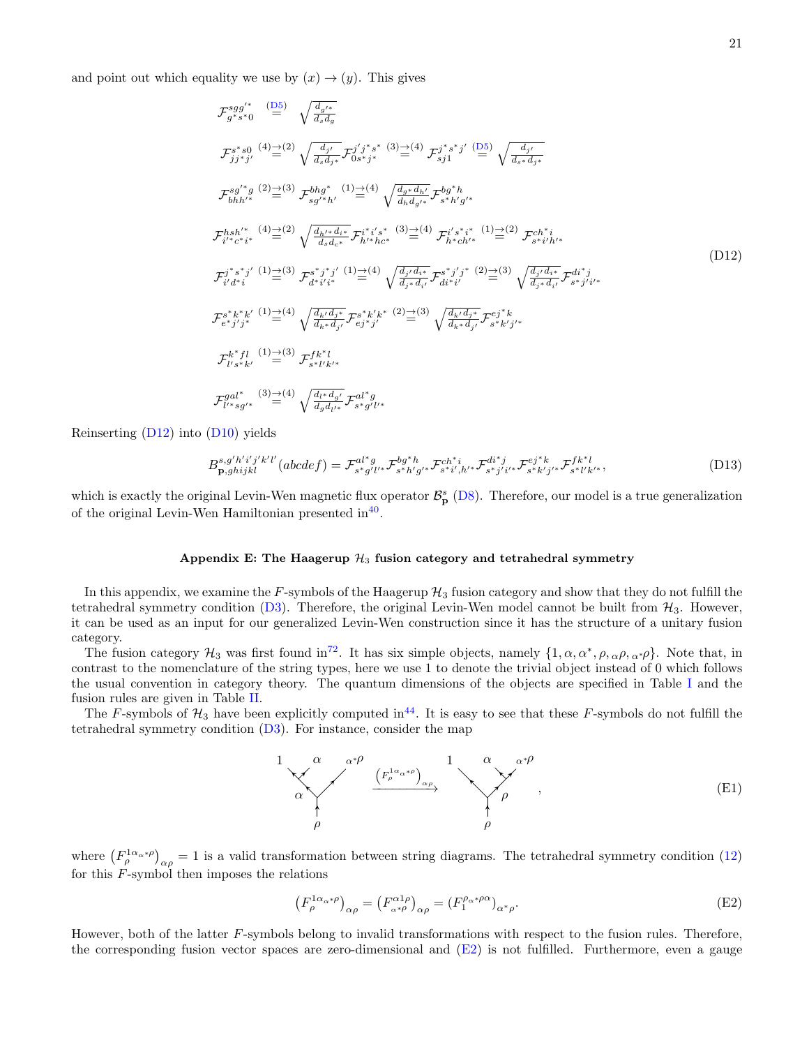and point out which equality we use by $(x) \to (y)$. This gives

$$
\begin{aligned}
&\mathcal{F}^{sgg'^*}_{g^*s^*0} \overset{(D5)}{=} \sqrt{\tfrac{d_{g'^*}}{d_s d_g}} \\
&\mathcal{F}^{s^*s0}_{jj^*j'} \overset{(4)\to(2)}{=} \sqrt{\tfrac{d_{j'}}{d_s d_{j^*}}} \mathcal{F}^{j'j^*s^*}_{0s^*j^*} \overset{(3)\to(4)}{=} \mathcal{F}^{j^*s^*j'}_{sj1} \overset{(D5)}{=} \sqrt{\tfrac{d_{j'}}{d_{s^*}d_{j^*}}} \\
&\mathcal{F}^{sg'^*g}_{bhh'^*} \overset{(2)\to(3)}{=} \mathcal{F}^{bhg^*}_{sg'^*h'} \overset{(1)\to(4)}{=} \sqrt{\tfrac{d_{g^*}d_{h'}}{d_h d_{g'^*}}} \mathcal{F}^{bg^*h}_{s^*h'g'^*} \\
&\mathcal{F}^{hsh'^*}_{i'^*c^*i^*} \overset{(4)\to(2)}{=} \sqrt{\tfrac{d_{h'^*}d_{i^*}}{d_s d_{c^*}}} \mathcal{F}^{i^*i's^*}_{h'^*hc^*} \overset{(3)\to(4)}{=} \mathcal{F}^{i's^*i^*}_{h^*ch'^*} \overset{(1)\to(2)}{=} \mathcal{F}^{ch^*i}_{s^*i'h'^*} \\
&\mathcal{F}^{j^*s^*j'}_{i'd^*i} \overset{(1)\to(3)}{=} \mathcal{F}^{s^*j^*j'}_{d^*i'i^*} \overset{(1)\to(4)}{=} \sqrt{\tfrac{d_{j'}d_{i^*}}{d_{j^*}d_{i'}}} \mathcal{F}^{s^*j'j^*}_{di^*i'} \overset{(2)\to(3)}{=} \sqrt{\tfrac{d_{j'}d_{i^*}}{d_{j^*}d_{i'}}} \mathcal{F}^{di^*j}_{s^*j'i'^*} \\
&\mathcal{F}^{s^*k^*k'}_{e^*j'j^*} \overset{(1)\to(4)}{=} \sqrt{\tfrac{d_{k'}d_{j^*}}{d_{k^*}d_{j'}}} \mathcal{F}^{s^*k'k^*}_{ej^*j'} \overset{(2)\to(3)}{=} \sqrt{\tfrac{d_{k'}d_{j^*}}{d_{k^*}d_{j'}}} \mathcal{F}^{ej^*k}_{s^*k'j'^*} \\
&\mathcal{F}^{k^*fl}_{l's^*k'} \overset{(1)\to(3)}{=} \mathcal{F}^{fk^*l}_{s^*l'k'^*} \\
&\mathcal{F}^{gal^*}_{l'^*sg'^*} \overset{(3)\to(4)}{=} \sqrt{\tfrac{d_{l^*}d_{g'}}{d_g d_{l'^*}}} \mathcal{F}^{al^*g}_{s^*g'l'^*}
\end{aligned}
\tag{D12}
$$

Reinserting (D12) into (D10) yields

$$
B^{s,g'h'i'j'k'l'}_{\mathbf{p},ghijkl}(abcdef) = \mathcal{F}^{al^*g}_{s^*g'l'^*} \mathcal{F}^{bg^*h}_{s^*h'g'^*} \mathcal{F}^{ch^*i}_{s^*i',h'^*} \mathcal{F}^{di^*j}_{s^*j'i'^*} \mathcal{F}^{ej^*k}_{s^*k'j'^*} \mathcal{F}^{fk^*l}_{s^*l'k'^*}, \tag{D13}
$$

which is exactly the original Levin-Wen magnetic flux operator $\mathcal{B}^s_{\mathbf{p}}$ (D8). Therefore, our model is a true generalization of the original Levin-Wen Hamiltonian presented in[40].

### Appendix E: The Haagerup $\mathcal{H}_3$ fusion category and tetrahedral symmetry

In this appendix, we examine the $F$-symbols of the Haagerup $\mathcal{H}_3$ fusion category and show that they do not fulfill the tetrahedral symmetry condition (D3). Therefore, the original Levin-Wen model cannot be built from $\mathcal{H}_3$. However, it can be used as an input for our generalized Levin-Wen construction since it has the structure of a unitary fusion category.

The fusion category $\mathcal{H}_3$ was first found in[72]. It has six simple objects, namely $\{1, \alpha, \alpha^*, \rho, {}_\alpha\rho, {}_{\alpha^*}\rho\}$. Note that, in contrast to the nomenclature of the string types, here we use 1 to denote the trivial object instead of 0 which follows the usual convention in category theory. The quantum dimensions of the objects are specified in Table I and the fusion rules are given in Table II.

The $F$-symbols of $\mathcal{H}_3$ have been explicitly computed in[44]. It is easy to see that these $F$-symbols do not fulfill the tetrahedral symmetry condition (D3). For instance, consider the map

$$
\text{(diagram: legs } 1, \alpha, {}_{\alpha^*}\rho \text{ with internal } \alpha \text{, root } \rho) \xrightarrow{\left(F^{1\alpha_{\alpha^*}\rho}_{\rho}\right)_{\alpha\rho}} \text{(diagram: legs } 1, \alpha, {}_{\alpha^*}\rho \text{ with internal } \rho \text{, root } \rho), \tag{E1}
$$

where $\left(F^{1\alpha_{\alpha^*}\rho}_{\rho}\right)_{\alpha\rho} = 1$ is a valid transformation between string diagrams. The tetrahedral symmetry condition (12) for this $F$-symbol then imposes the relations

$$
\left(F^{1\alpha_{\alpha^*}\rho}_{\rho}\right)_{\alpha\rho} = \left(F^{\alpha 1\rho}_{{}_{\alpha^*}\rho}\right)_{\alpha\rho} = \left(F^{\rho_{\alpha^*}\rho\alpha}_{1}\right)_{\alpha^*\rho}. \tag{E2}
$$

However, both of the latter $F$-symbols belong to invalid transformations with respect to the fusion rules. Therefore, the corresponding fusion vector spaces are zero-dimensional and (E2) is not fulfilled. Furthermore, even a gauge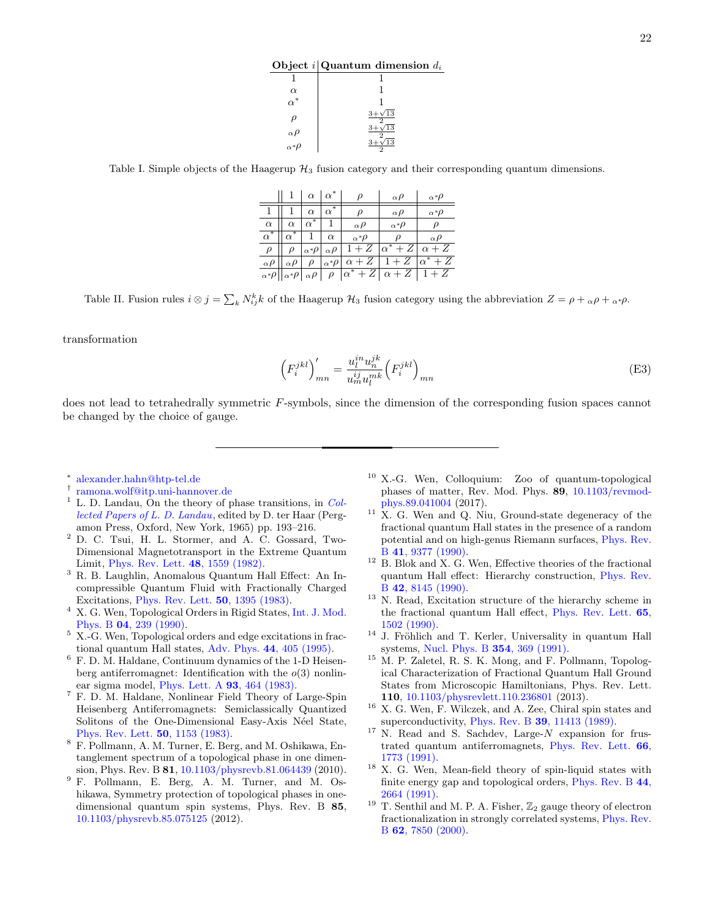| Object $i$ | Quantum dimension $d_i$ |
|---|---|
| $1$ | $1$ |
| $\alpha$ | $1$ |
| $\alpha^*$ | $1$ |
| $\rho$ | $\frac{3+\sqrt{13}}{2}$ |
| ${}_\alpha\rho$ | $\frac{3+\sqrt{13}}{2}$ |
| ${}_{\alpha^*}\rho$ | $\frac{3+\sqrt{13}}{2}$ |

Table I. Simple objects of the Haagerup $\mathcal{H}_3$ fusion category and their corresponding quantum dimensions.

| | $1$ | $\alpha$ | $\alpha^*$ | $\rho$ | ${}_\alpha\rho$ | ${}_{\alpha^*}\rho$ |
|---|---|---|---|---|---|---|
| $1$ | $1$ | $\alpha$ | $\alpha^*$ | $\rho$ | ${}_\alpha\rho$ | ${}_{\alpha^*}\rho$ |
| $\alpha$ | $\alpha$ | $\alpha^*$ | $1$ | ${}_\alpha\rho$ | ${}_{\alpha^*}\rho$ | $\rho$ |
| $\alpha^*$ | $\alpha^*$ | $1$ | $\alpha$ | ${}_{\alpha^*}\rho$ | $\rho$ | ${}_\alpha\rho$ |
| $\rho$ | $\rho$ | ${}_{\alpha^*}\rho$ | ${}_\alpha\rho$ | $1+Z$ | $\alpha^*+Z$ | $\alpha+Z$ |
| ${}_\alpha\rho$ | ${}_\alpha\rho$ | $\rho$ | ${}_{\alpha^*}\rho$ | $\alpha+Z$ | $1+Z$ | $\alpha^*+Z$ |
| ${}_{\alpha^*}\rho$ | ${}_{\alpha^*}\rho$ | ${}_\alpha\rho$ | $\rho$ | $\alpha^*+Z$ | $\alpha+Z$ | $1+Z$ |

Table II. Fusion rules $i \otimes j = \sum_k N_{ij}^k k$ of the Haagerup $\mathcal{H}_3$ fusion category using the abbreviation $Z = \rho + {}_\alpha\rho + {}_{\alpha^*}\rho$.

transformation

$$\left(F_i^{jkl}\right)'_{mn} = \frac{u_l^{in} u_n^{jk}}{u_m^{ij} u_l^{mk}} \left(F_i^{jkl}\right)_{mn} \tag{E3}$$

does not lead to tetrahedrally symmetric $F$-symbols, since the dimension of the corresponding fusion spaces cannot be changed by the choice of gauge.

---

[*] alexander.hahn@htp-tel.de

[†] ramona.wolf@itp.uni-hannover.de

[1] L. D. Landau, On the theory of phase transitions, in *Collected Papers of L. D. Landau*, edited by D. ter Haar (Pergamon Press, Oxford, New York, 1965) pp. 193–216.

[2] D. C. Tsui, H. L. Stormer, and A. C. Gossard, Two-Dimensional Magnetotransport in the Extreme Quantum Limit, Phys. Rev. Lett. **48**, 1559 (1982).

[3] R. B. Laughlin, Anomalous Quantum Hall Effect: An Incompressible Quantum Fluid with Fractionally Charged Excitations, Phys. Rev. Lett. **50**, 1395 (1983).

[4] X. G. Wen, Topological Orders in Rigid States, Int. J. Mod. Phys. B **04**, 239 (1990).

[5] X.-G. Wen, Topological orders and edge excitations in fractional quantum Hall states, Adv. Phys. **44**, 405 (1995).

[6] F. D. M. Haldane, Continuum dynamics of the 1-D Heisenberg antiferromagnet: Identification with the $o(3)$ nonlinear sigma model, Phys. Lett. A **93**, 464 (1983).

[7] F. D. M. Haldane, Nonlinear Field Theory of Large-Spin Heisenberg Antiferromagnets: Semiclassically Quantized Solitons of the One-Dimensional Easy-Axis Néel State, Phys. Rev. Lett. **50**, 1153 (1983).

[8] F. Pollmann, A. M. Turner, E. Berg, and M. Oshikawa, Entanglement spectrum of a topological phase in one dimension, Phys. Rev. B **81**, 10.1103/physrevb.81.064439 (2010).

[9] F. Pollmann, E. Berg, A. M. Turner, and M. Oshikawa, Symmetry protection of topological phases in one-dimensional quantum spin systems, Phys. Rev. B **85**, 10.1103/physrevb.85.075125 (2012).

[10] X.-G. Wen, Colloquium: Zoo of quantum-topological phases of matter, Rev. Mod. Phys. **89**, 10.1103/revmodphys.89.041004 (2017).

[11] X. G. Wen and Q. Niu, Ground-state degeneracy of the fractional quantum Hall states in the presence of a random potential and on high-genus Riemann surfaces, Phys. Rev. B **41**, 9377 (1990).

[12] B. Blok and X. G. Wen, Effective theories of the fractional quantum Hall effect: Hierarchy construction, Phys. Rev. B **42**, 8145 (1990).

[13] N. Read, Excitation structure of the hierarchy scheme in the fractional quantum Hall effect, Phys. Rev. Lett. **65**, 1502 (1990).

[14] J. Fröhlich and T. Kerler, Universality in quantum Hall systems, Nucl. Phys. B **354**, 369 (1991).

[15] M. P. Zaletel, R. S. K. Mong, and F. Pollmann, Topological Characterization of Fractional Quantum Hall Ground States from Microscopic Hamiltonians, Phys. Rev. Lett. **110**, 10.1103/physrevlett.110.236801 (2013).

[16] X. G. Wen, F. Wilczek, and A. Zee, Chiral spin states and superconductivity, Phys. Rev. B **39**, 11413 (1989).

[17] N. Read and S. Sachdev, Large-$N$ expansion for frustrated quantum antiferromagnets, Phys. Rev. Lett. **66**, 1773 (1991).

[18] X. G. Wen, Mean-field theory of spin-liquid states with finite energy gap and topological orders, Phys. Rev. B **44**, 2664 (1991).

[19] T. Senthil and M. P. A. Fisher, $\mathbb{Z}_2$ gauge theory of electron fractionalization in strongly correlated systems, Phys. Rev. B **62**, 7850 (2000).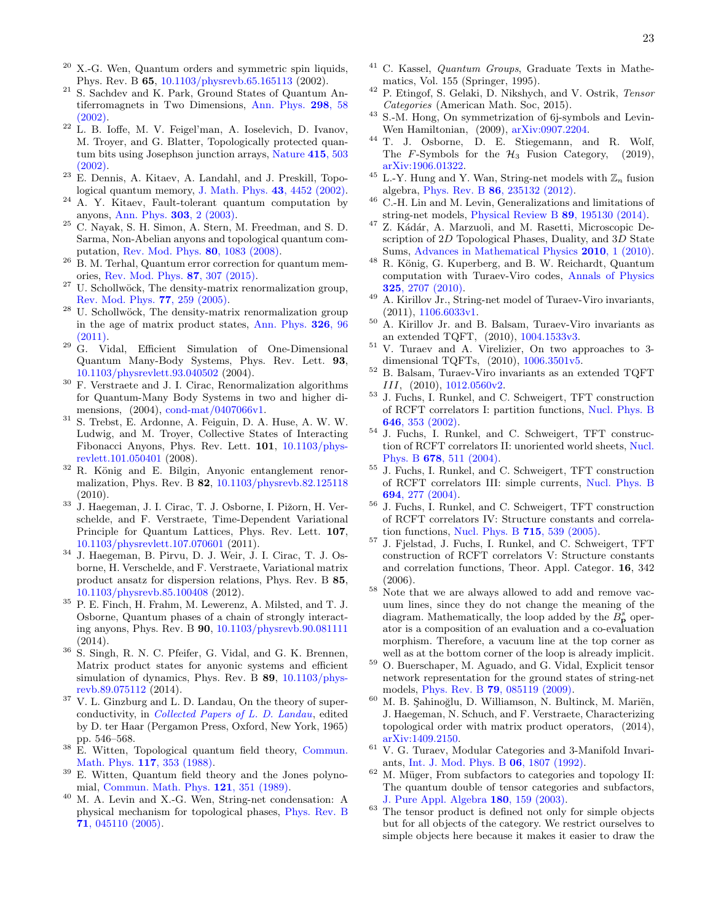[20] X.-G. Wen, Quantum orders and symmetric spin liquids, Phys. Rev. B **65**, 10.1103/physrevb.65.165113 (2002).

[21] S. Sachdev and K. Park, Ground States of Quantum Antiferromagnets in Two Dimensions, Ann. Phys. **298**, 58 (2002).

[22] L. B. Ioffe, M. V. Feigel'man, A. Ioselevich, D. Ivanov, M. Troyer, and G. Blatter, Topologically protected quantum bits using Josephson junction arrays, Nature **415**, 503 (2002).

[23] E. Dennis, A. Kitaev, A. Landahl, and J. Preskill, Topological quantum memory, J. Math. Phys. **43**, 4452 (2002).

[24] A. Y. Kitaev, Fault-tolerant quantum computation by anyons, Ann. Phys. **303**, 2 (2003).

[25] C. Nayak, S. H. Simon, A. Stern, M. Freedman, and S. D. Sarma, Non-Abelian anyons and topological quantum computation, Rev. Mod. Phys. **80**, 1083 (2008).

[26] B. M. Terhal, Quantum error correction for quantum memories, Rev. Mod. Phys. **87**, 307 (2015).

[27] U. Schollwöck, The density-matrix renormalization group, Rev. Mod. Phys. **77**, 259 (2005).

[28] U. Schollwöck, The density-matrix renormalization group in the age of matrix product states, Ann. Phys. **326**, 96 (2011).

[29] G. Vidal, Efficient Simulation of One-Dimensional Quantum Many-Body Systems, Phys. Rev. Lett. **93**, 10.1103/physrevlett.93.040502 (2004).

[30] F. Verstraete and J. I. Cirac, Renormalization algorithms for Quantum-Many Body Systems in two and higher dimensions, (2004), cond-mat/0407066v1.

[31] S. Trebst, E. Ardonne, A. Feiguin, D. A. Huse, A. W. W. Ludwig, and M. Troyer, Collective States of Interacting Fibonacci Anyons, Phys. Rev. Lett. **101**, 10.1103/physrevlett.101.050401 (2008).

[32] R. König and E. Bilgin, Anyonic entanglement renormalization, Phys. Rev. B **82**, 10.1103/physrevb.82.125118 (2010).

[33] J. Haegeman, J. I. Cirac, T. J. Osborne, I. Pižorn, H. Verschelde, and F. Verstraete, Time-Dependent Variational Principle for Quantum Lattices, Phys. Rev. Lett. **107**, 10.1103/physrevlett.107.070601 (2011).

[34] J. Haegeman, B. Pirvu, D. J. Weir, J. I. Cirac, T. J. Osborne, H. Verschelde, and F. Verstraete, Variational matrix product ansatz for dispersion relations, Phys. Rev. B **85**, 10.1103/physrevb.85.100408 (2012).

[35] P. E. Finch, H. Frahm, M. Lewerenz, A. Milsted, and T. J. Osborne, Quantum phases of a chain of strongly interacting anyons, Phys. Rev. B **90**, 10.1103/physrevb.90.081111 (2014).

[36] S. Singh, R. N. C. Pfeifer, G. Vidal, and G. K. Brennen, Matrix product states for anyonic systems and efficient simulation of dynamics, Phys. Rev. B **89**, 10.1103/physrevb.89.075112 (2014).

[37] V. L. Ginzburg and L. D. Landau, On the theory of superconductivity, in *Collected Papers of L. D. Landau*, edited by D. ter Haar (Pergamon Press, Oxford, New York, 1965) pp. 546–568.

[38] E. Witten, Topological quantum field theory, Commun. Math. Phys. **117**, 353 (1988).

[39] E. Witten, Quantum field theory and the Jones polynomial, Commun. Math. Phys. **121**, 351 (1989).

[40] M. A. Levin and X.-G. Wen, String-net condensation: A physical mechanism for topological phases, Phys. Rev. B **71**, 045110 (2005).

[41] C. Kassel, *Quantum Groups*, Graduate Texts in Mathematics, Vol. 155 (Springer, 1995).

[42] P. Etingof, S. Gelaki, D. Nikshych, and V. Ostrik, *Tensor Categories* (American Math. Soc, 2015).

[43] S.-M. Hong, On symmetrization of 6j-symbols and Levin-Wen Hamiltonian, (2009), arXiv:0907.2204.

[44] T. J. Osborne, D. E. Stiegemann, and R. Wolf, The $F$-Symbols for the $\mathcal{H}_3$ Fusion Category, (2019), arXiv:1906.01322.

[45] L.-Y. Hung and Y. Wan, String-net models with $\mathbb{Z}_n$ fusion algebra, Phys. Rev. B **86**, 235132 (2012).

[46] C.-H. Lin and M. Levin, Generalizations and limitations of string-net models, Physical Review B **89**, 195130 (2014).

[47] Z. Kádár, A. Marzuoli, and M. Rasetti, Microscopic Description of 2$D$ Topological Phases, Duality, and 3$D$ State Sums, Advances in Mathematical Physics **2010**, 1 (2010).

[48] R. König, G. Kuperberg, and B. W. Reichardt, Quantum computation with Turaev-Viro codes, Annals of Physics **325**, 2707 (2010).

[49] A. Kirillov Jr., String-net model of Turaev-Viro invariants, (2011), 1106.6033v1.

[50] A. Kirillov Jr. and B. Balsam, Turaev-Viro invariants as an extended TQFT, (2010), 1004.1533v3.

[51] V. Turaev and A. Virelizier, On two approaches to 3-dimensional TQFTs, (2010), 1006.3501v5.

[52] B. Balsam, Turaev-Viro invariants as an extended TQFT $III$, (2010), 1012.0560v2.

[53] J. Fuchs, I. Runkel, and C. Schweigert, TFT construction of RCFT correlators I: partition functions, Nucl. Phys. B **646**, 353 (2002).

[54] J. Fuchs, I. Runkel, and C. Schweigert, TFT construction of RCFT correlators II: unoriented world sheets, Nucl. Phys. B **678**, 511 (2004).

[55] J. Fuchs, I. Runkel, and C. Schweigert, TFT construction of RCFT correlators III: simple currents, Nucl. Phys. B **694**, 277 (2004).

[56] J. Fuchs, I. Runkel, and C. Schweigert, TFT construction of RCFT correlators IV: Structure constants and correlation functions, Nucl. Phys. B **715**, 539 (2005).

[57] J. Fjelstad, J. Fuchs, I. Runkel, and C. Schweigert, TFT construction of RCFT correlators V: Structure constants and correlation functions, Theor. Appl. Categor. **16**, 342 (2006).

[58] Note that we are always allowed to add and remove vacuum lines, since they do not change the meaning of the diagram. Mathematically, the loop added by the $B_{\mathbf{p}}^s$ operator is a composition of an evaluation and a co-evaluation morphism. Therefore, a vacuum line at the top corner as well as at the bottom corner of the loop is already implicit.

[59] O. Buerschaper, M. Aguado, and G. Vidal, Explicit tensor network representation for the ground states of string-net models, Phys. Rev. B **79**, 085119 (2009).

[60] M. B. Şahinoğlu, D. Williamson, N. Bultinck, M. Mariën, J. Haegeman, N. Schuch, and F. Verstraete, Characterizing topological order with matrix product operators, (2014), arXiv:1409.2150.

[61] V. G. Turaev, Modular Categories and 3-Manifold Invariants, Int. J. Mod. Phys. B **06**, 1807 (1992).

[62] M. Müger, From subfactors to categories and topology II: The quantum double of tensor categories and subfactors, J. Pure Appl. Algebra **180**, 159 (2003).

[63] The tensor product is defined not only for simple objects but for all objects of the category. We restrict ourselves to simple objects here because it makes it easier to draw the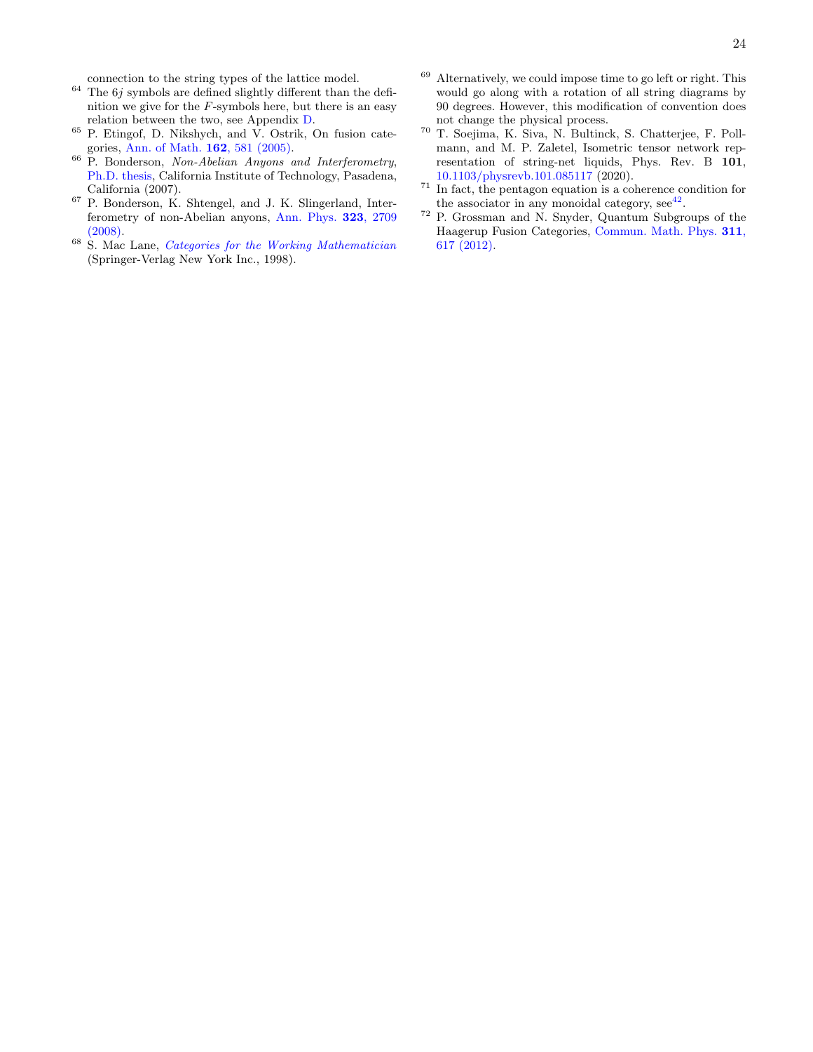connection to the string types of the lattice model.

[64] The $6j$ symbols are defined slightly different than the definition we give for the $F$-symbols here, but there is an easy relation between the two, see Appendix D.

[65] P. Etingof, D. Nikshych, and V. Ostrik, On fusion categories, Ann. of Math. **162**, 581 (2005).

[66] P. Bonderson, *Non-Abelian Anyons and Interferometry*, Ph.D. thesis, California Institute of Technology, Pasadena, California (2007).

[67] P. Bonderson, K. Shtengel, and J. K. Slingerland, Interferometry of non-Abelian anyons, Ann. Phys. **323**, 2709 (2008).

[68] S. Mac Lane, *Categories for the Working Mathematician* (Springer-Verlag New York Inc., 1998).

[69] Alternatively, we could impose time to go left or right. This would go along with a rotation of all string diagrams by 90 degrees. However, this modification of convention does not change the physical process.

[70] T. Soejima, K. Siva, N. Bultinck, S. Chatterjee, F. Pollmann, and M. P. Zaletel, Isometric tensor network representation of string-net liquids, Phys. Rev. B **101**, 10.1103/physrevb.101.085117 (2020).

[71] In fact, the pentagon equation is a coherence condition for the associator in any monoidal category, see[42].

[72] P. Grossman and N. Snyder, Quantum Subgroups of the Haagerup Fusion Categories, Commun. Math. Phys. **311**, 617 (2012).